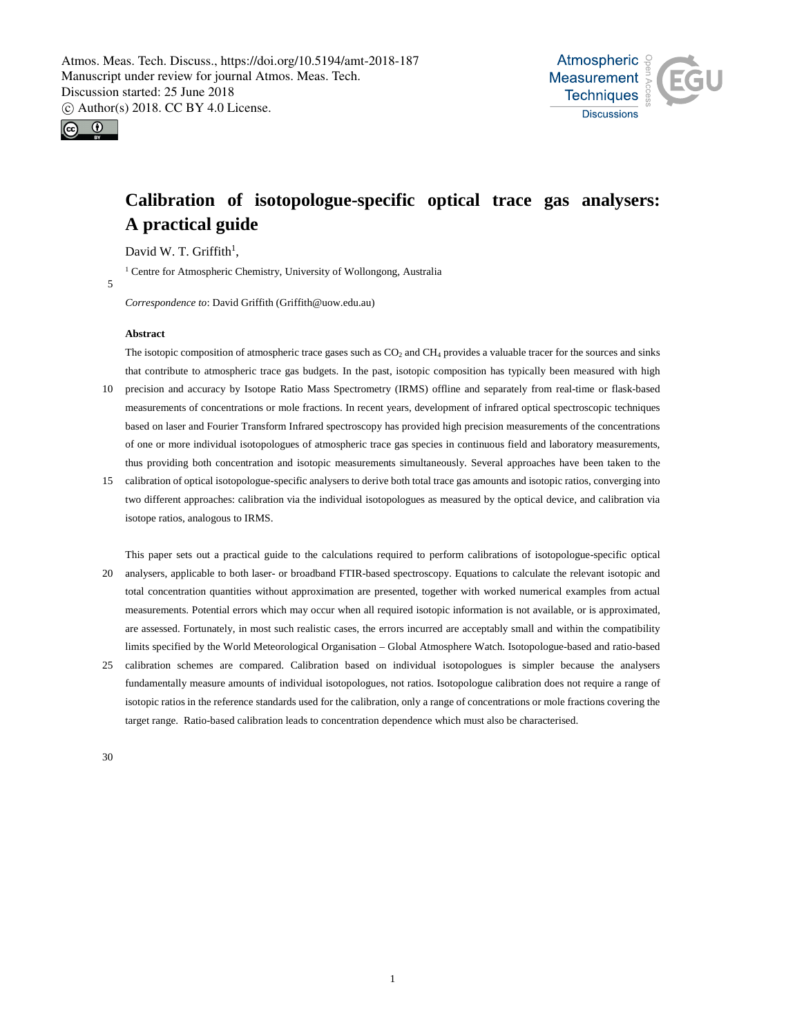# Calibration of isotopologue-specific optical trace gas analysers: A practical guide

David W. T. Griffith[1],

[1] Centre for Atmospheric Chemistry, University of Wollongong, Australia

*Correspondence to*: David Griffith (Griffith@uow.edu.au)

**Abstract**

The isotopic composition of atmospheric trace gases such as $CO_2$ and $CH_4$ provides a valuable tracer for the sources and sinks that contribute to atmospheric trace gas budgets. In the past, isotopic composition has typically been measured with high precision and accuracy by Isotope Ratio Mass Spectrometry (IRMS) offline and separately from real-time or flask-based measurements of concentrations or mole fractions. In recent years, development of infrared optical spectroscopic techniques based on laser and Fourier Transform Infrared spectroscopy has provided high precision measurements of the concentrations of one or more individual isotopologues of atmospheric trace gas species in continuous field and laboratory measurements, thus providing both concentration and isotopic measurements simultaneously. Several approaches have been taken to the calibration of optical isotopologue-specific analysers to derive both total trace gas amounts and isotopic ratios, converging into two different approaches: calibration via the individual isotopologues as measured by the optical device, and calibration via isotope ratios, analogous to IRMS.

This paper sets out a practical guide to the calculations required to perform calibrations of isotopologue-specific optical analysers, applicable to both laser- or broadband FTIR-based spectroscopy. Equations to calculate the relevant isotopic and total concentration quantities without approximation are presented, together with worked numerical examples from actual measurements. Potential errors which may occur when all required isotopic information is not available, or is approximated, are assessed. Fortunately, in most such realistic cases, the errors incurred are acceptably small and within the compatibility limits specified by the World Meteorological Organisation – Global Atmosphere Watch. Isotopologue-based and ratio-based calibration schemes are compared. Calibration based on individual isotopologues is simpler because the analysers fundamentally measure amounts of individual isotopologues, not ratios. Isotopologue calibration does not require a range of isotopic ratios in the reference standards used for the calibration, only a range of concentrations or mole fractions covering the target range. Ratio-based calibration leads to concentration dependence which must also be characterised.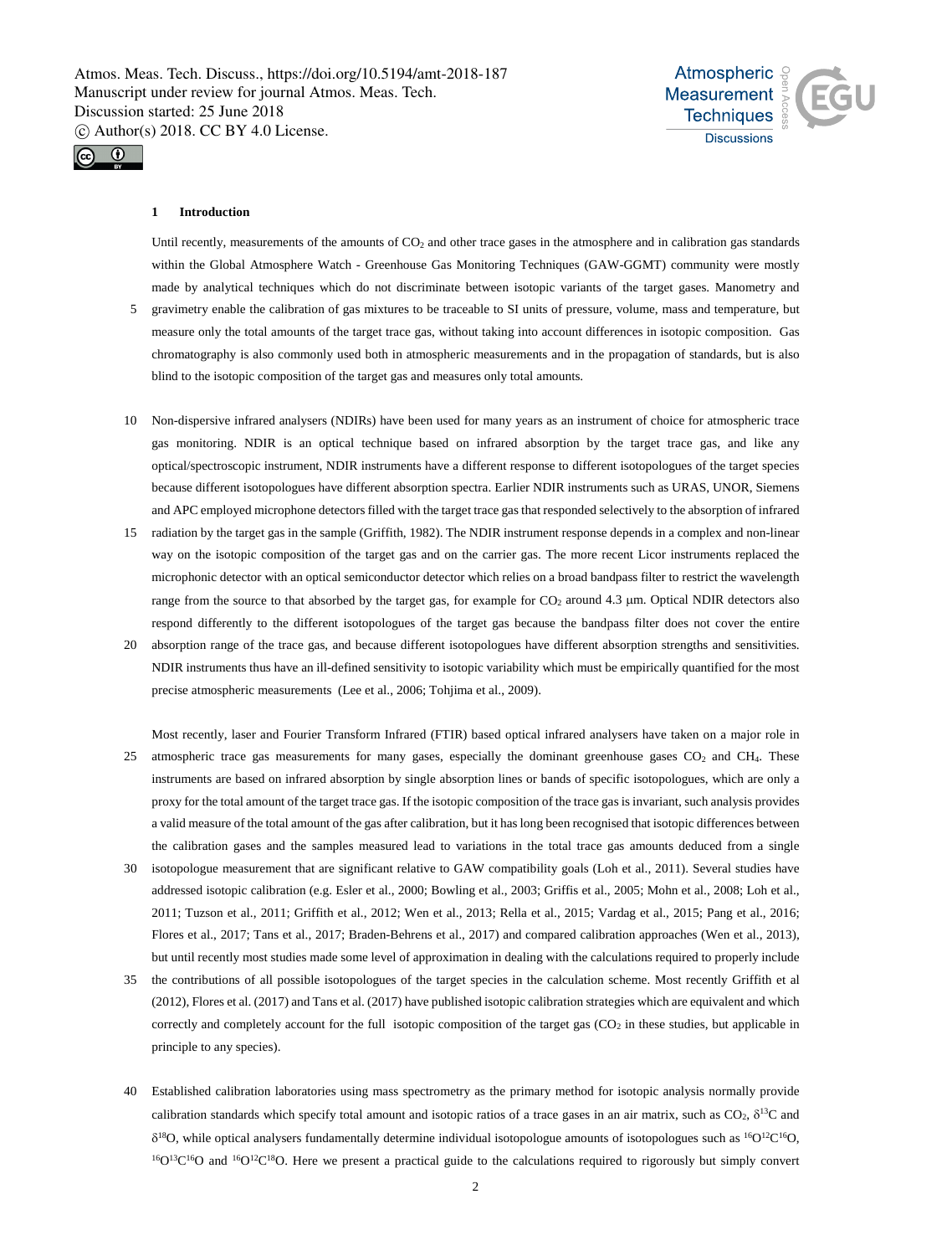## 1 Introduction

Until recently, measurements of the amounts of $CO_2$ and other trace gases in the atmosphere and in calibration gas standards within the Global Atmosphere Watch - Greenhouse Gas Monitoring Techniques (GAW-GGMT) community were mostly made by analytical techniques which do not discriminate between isotopic variants of the target gases. Manometry and gravimetry enable the calibration of gas mixtures to be traceable to SI units of pressure, volume, mass and temperature, but measure only the total amounts of the target trace gas, without taking into account differences in isotopic composition. Gas chromatography is also commonly used both in atmospheric measurements and in the propagation of standards, but is also blind to the isotopic composition of the target gas and measures only total amounts.

Non-dispersive infrared analysers (NDIRs) have been used for many years as an instrument of choice for atmospheric trace gas monitoring. NDIR is an optical technique based on infrared absorption by the target trace gas, and like any optical/spectroscopic instrument, NDIR instruments have a different response to different isotopologues of the target species because different isotopologues have different absorption spectra. Earlier NDIR instruments such as URAS, UNOR, Siemens and APC employed microphone detectors filled with the target trace gas that responded selectively to the absorption of infrared radiation by the target gas in the sample (Griffith, 1982). The NDIR instrument response depends in a complex and non-linear way on the isotopic composition of the target gas and on the carrier gas. The more recent Licor instruments replaced the microphonic detector with an optical semiconductor detector which relies on a broad bandpass filter to restrict the wavelength range from the source to that absorbed by the target gas, for example for $CO_2$ around 4.3 μm. Optical NDIR detectors also respond differently to the different isotopologues of the target gas because the bandpass filter does not cover the entire absorption range of the trace gas, and because different isotopologues have different absorption strengths and sensitivities. NDIR instruments thus have an ill-defined sensitivity to isotopic variability which must be empirically quantified for the most precise atmospheric measurements (Lee et al., 2006; Tohjima et al., 2009).

Most recently, laser and Fourier Transform Infrared (FTIR) based optical infrared analysers have taken on a major role in atmospheric trace gas measurements for many gases, especially the dominant greenhouse gases $CO_2$ and $CH_4$. These instruments are based on infrared absorption by single absorption lines or bands of specific isotopologues, which are only a proxy for the total amount of the target trace gas. If the isotopic composition of the trace gas is invariant, such analysis provides a valid measure of the total amount of the gas after calibration, but it has long been recognised that isotopic differences between the calibration gases and the samples measured lead to variations in the total trace gas amounts deduced from a single isotopologue measurement that are significant relative to GAW compatibility goals (Loh et al., 2011). Several studies have addressed isotopic calibration (e.g. Esler et al., 2000; Bowling et al., 2003; Griffis et al., 2005; Mohn et al., 2008; Loh et al., 2011; Tuzson et al., 2011; Griffith et al., 2012; Wen et al., 2013; Rella et al., 2015; Vardag et al., 2015; Pang et al., 2016; Flores et al., 2017; Tans et al., 2017; Braden-Behrens et al., 2017) and compared calibration approaches (Wen et al., 2013), but until recently most studies made some level of approximation in dealing with the calculations required to properly include the contributions of all possible isotopologues of the target species in the calculation scheme. Most recently Griffith et al (2012), Flores et al. (2017) and Tans et al. (2017) have published isotopic calibration strategies which are equivalent and which correctly and completely account for the full isotopic composition of the target gas ($CO_2$ in these studies, but applicable in principle to any species).

Established calibration laboratories using mass spectrometry as the primary method for isotopic analysis normally provide calibration standards which specify total amount and isotopic ratios of a trace gases in an air matrix, such as $CO_2$, $\delta^{13}C$ and $\delta^{18}O$, while optical analysers fundamentally determine individual isotopologue amounts of isotopologues such as $^{16}O^{12}C^{16}O$, $^{16}O^{13}C^{16}O$ and $^{16}O^{12}C^{18}O$. Here we present a practical guide to the calculations required to rigorously but simply convert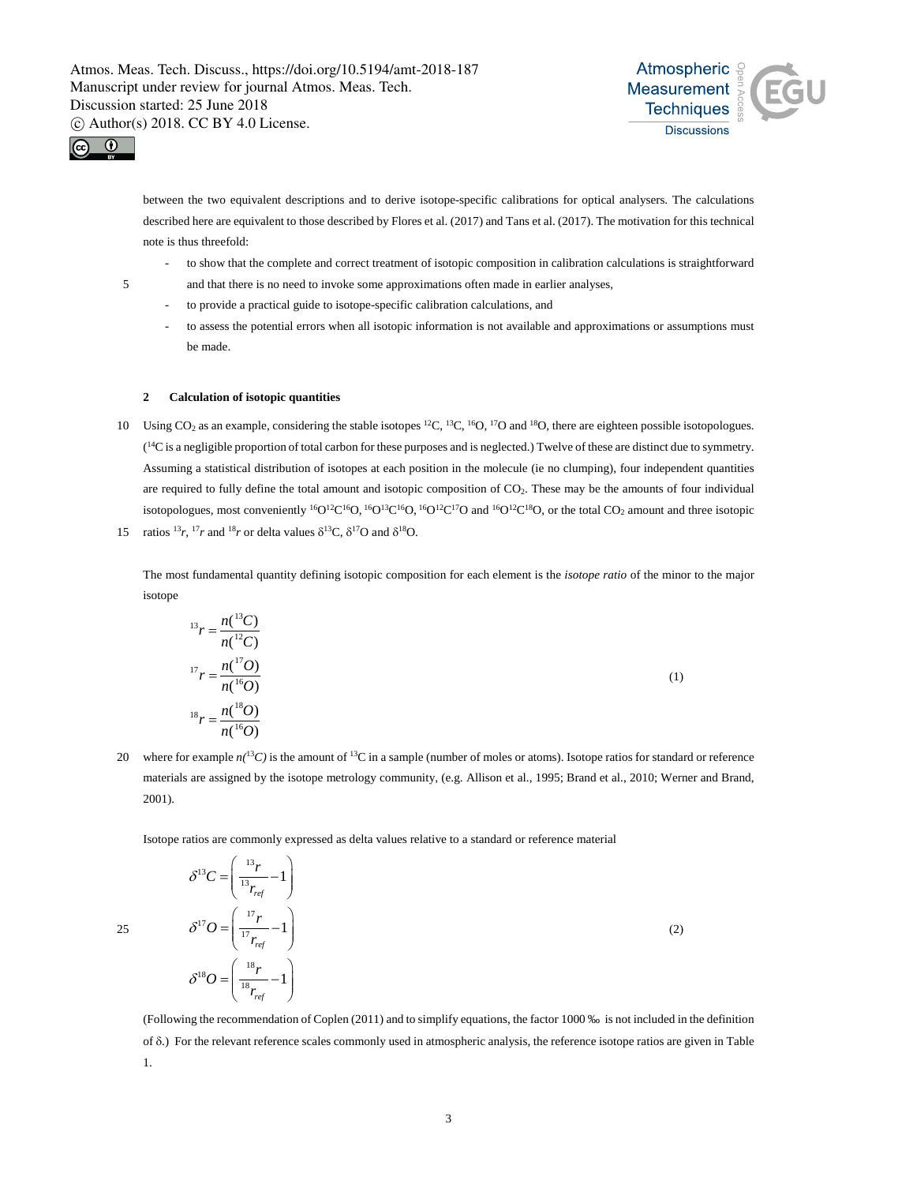between the two equivalent descriptions and to derive isotope-specific calibrations for optical analysers. The calculations described here are equivalent to those described by Flores et al. (2017) and Tans et al. (2017). The motivation for this technical note is thus threefold:

- to show that the complete and correct treatment of isotopic composition in calibration calculations is straightforward and that there is no need to invoke some approximations often made in earlier analyses,
- to provide a practical guide to isotope-specific calibration calculations, and
- to assess the potential errors when all isotopic information is not available and approximations or assumptions must be made.

## 2 Calculation of isotopic quantities

Using $CO_2$ as an example, considering the stable isotopes $^{12}C$, $^{13}C$, $^{16}O$, $^{17}O$ and $^{18}O$, there are eighteen possible isotopologues. ($^{14}C$ is a negligible proportion of total carbon for these purposes and is neglected.) Twelve of these are distinct due to symmetry. Assuming a statistical distribution of isotopes at each position in the molecule (ie no clumping), four independent quantities are required to fully define the total amount and isotopic composition of $CO_2$. These may be the amounts of four individual isotopologues, most conveniently $^{16}O^{12}C^{16}O$, $^{16}O^{13}C^{16}O$, $^{16}O^{12}C^{17}O$ and $^{16}O^{12}C^{18}O$, or the total $CO_2$ amount and three isotopic ratios $^{13}r$, $^{17}r$ and $^{18}r$ or delta values $\delta^{13}C$, $\delta^{17}O$ and $\delta^{18}O$.

The most fundamental quantity defining isotopic composition for each element is the *isotope ratio* of the minor to the major isotope

$$
\begin{aligned}
{}^{13}r &= \frac{n(^{13}C)}{n(^{12}C)} \\
{}^{17}r &= \frac{n(^{17}O)}{n(^{16}O)} \\
{}^{18}r &= \frac{n(^{18}O)}{n(^{16}O)}
\end{aligned}
\tag{1}
$$

where for example $n(^{13}C)$ is the amount of $^{13}C$ in a sample (number of moles or atoms). Isotope ratios for standard or reference materials are assigned by the isotope metrology community, (e.g. Allison et al., 1995; Brand et al., 2010; Werner and Brand, 2001).

Isotope ratios are commonly expressed as delta values relative to a standard or reference material

$$
\begin{aligned}
\delta^{13}C &= \left(\frac{^{13}r}{^{13}r_{ref}} - 1\right) \\
\delta^{17}O &= \left(\frac{^{17}r}{^{17}r_{ref}} - 1\right) \\
\delta^{18}O &= \left(\frac{^{18}r}{^{18}r_{ref}} - 1\right)
\end{aligned}
\tag{2}
$$

(Following the recommendation of Coplen (2011) and to simplify equations, the factor 1000 ‰ is not included in the definition of δ.) For the relevant reference scales commonly used in atmospheric analysis, the reference isotope ratios are given in Table 1.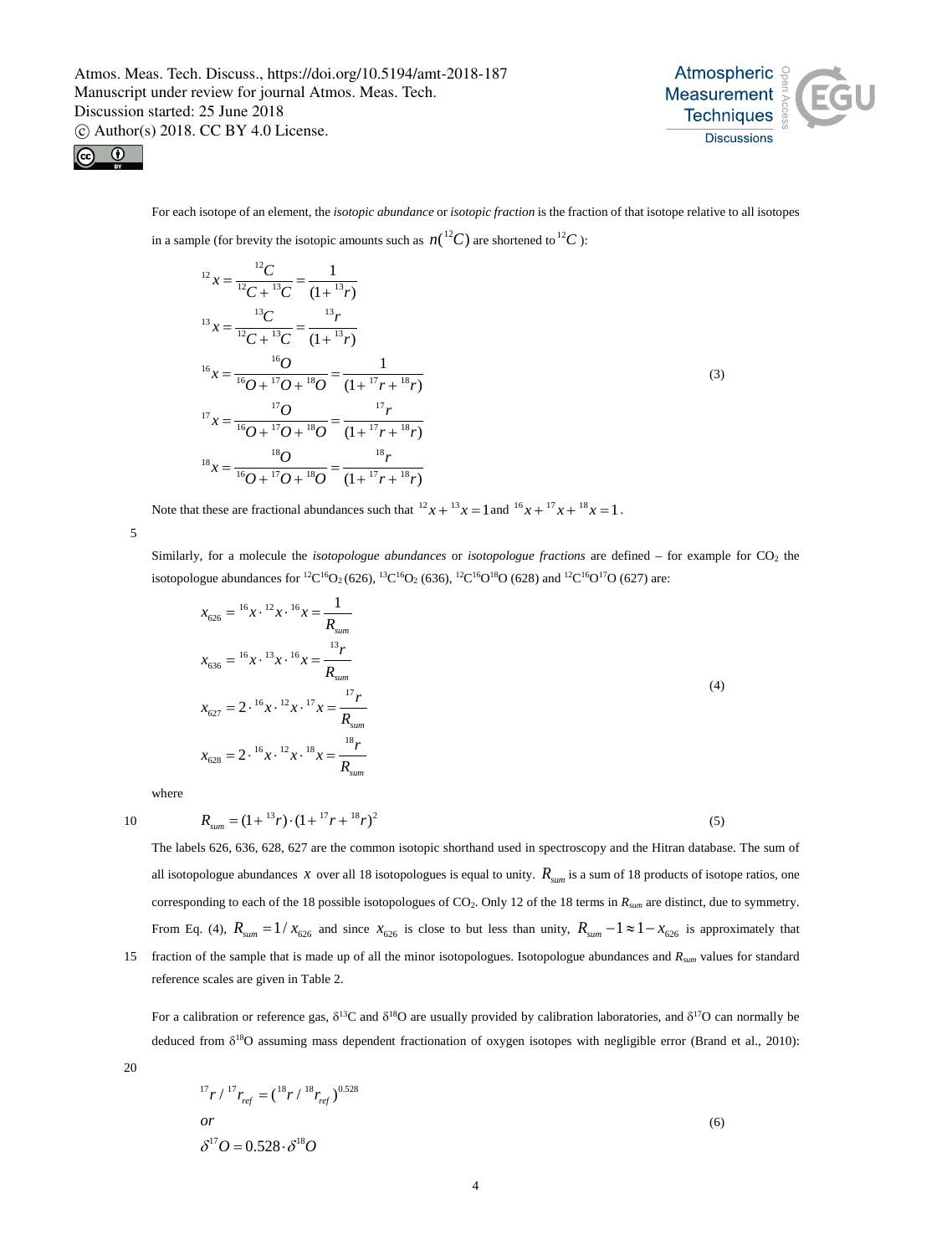For each isotope of an element, the *isotopic abundance* or *isotopic fraction* is the fraction of that isotope relative to all isotopes in a sample (for brevity the isotopic amounts such as $n(^{12}C)$ are shortened to $^{12}C$ ):

$$
\begin{aligned}
^{12}x &= \frac{^{12}C}{^{12}C + {}^{13}C} = \frac{1}{(1+{}^{13}r)} \\
^{13}x &= \frac{^{13}C}{^{12}C + {}^{13}C} = \frac{^{13}r}{(1+{}^{13}r)} \\
^{16}x &= \frac{^{16}O}{^{16}O + {}^{17}O + {}^{18}O} = \frac{1}{(1+{}^{17}r + {}^{18}r)} \\
^{17}x &= \frac{^{17}O}{^{16}O + {}^{17}O + {}^{18}O} = \frac{^{17}r}{(1+{}^{17}r + {}^{18}r)} \\
^{18}x &= \frac{^{18}O}{^{16}O + {}^{17}O + {}^{18}O} = \frac{^{18}r}{(1+{}^{17}r + {}^{18}r)}
\end{aligned}
\tag{3}
$$

Note that these are fractional abundances such that $^{12}x + {}^{13}x = 1$ and $^{16}x + {}^{17}x + {}^{18}x = 1$.

Similarly, for a molecule the *isotopologue abundances* or *isotopologue fractions* are defined – for example for $CO_2$ the isotopologue abundances for $^{12}C^{16}O_2$ (626), $^{13}C^{16}O_2$ (636), $^{12}C^{16}O^{18}O$ (628) and $^{12}C^{16}O^{17}O$ (627) are:

$$
\begin{aligned}
x_{626} &= {}^{16}x \cdot {}^{12}x \cdot {}^{16}x = \frac{1}{R_{sum}} \\
x_{636} &= {}^{16}x \cdot {}^{13}x \cdot {}^{16}x = \frac{^{13}r}{R_{sum}} \\
x_{627} &= 2 \cdot {}^{16}x \cdot {}^{12}x \cdot {}^{17}x = \frac{^{17}r}{R_{sum}} \\
x_{628} &= 2 \cdot {}^{16}x \cdot {}^{12}x \cdot {}^{18}x = \frac{^{18}r}{R_{sum}}
\end{aligned}
\tag{4}
$$

where

$$
R_{sum} = (1+{}^{13}r) \cdot (1+{}^{17}r + {}^{18}r)^2 \tag{5}
$$

The labels 626, 636, 628, 627 are the common isotopic shorthand used in spectroscopy and the Hitran database. The sum of all isotopologue abundances $x$ over all 18 isotopologues is equal to unity. $R_{sum}$ is a sum of 18 products of isotope ratios, one corresponding to each of the 18 possible isotopologues of $CO_2$. Only 12 of the 18 terms in $R_{sum}$ are distinct, due to symmetry. From Eq. (4), $R_{sum} = 1/x_{626}$ and since $x_{626}$ is close to but less than unity, $R_{sum} - 1 \approx 1 - x_{626}$ is approximately that fraction of the sample that is made up of all the minor isotopologues. Isotopologue abundances and $R_{sum}$ values for standard reference scales are given in Table 2.

For a calibration or reference gas, $\delta^{13}C$ and $\delta^{18}O$ are usually provided by calibration laboratories, and $\delta^{17}O$ can normally be deduced from $\delta^{18}O$ assuming mass dependent fractionation of oxygen isotopes with negligible error (Brand et al., 2010):

$$
\begin{aligned}
&{}^{17}r / {}^{17}r_{ref} = ({}^{18}r / {}^{18}r_{ref})^{0.528} \\
&or \\
&\delta^{17}O = 0.528 \cdot \delta^{18}O
\end{aligned}
\tag{6}
$$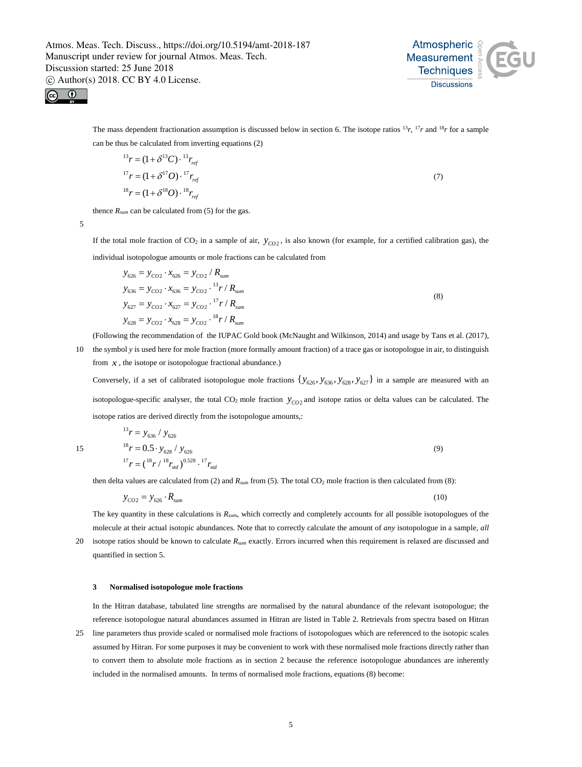The mass dependent fractionation assumption is discussed below in section 6. The isotope ratios ${}^{13}r$, ${}^{17}r$ and ${}^{18}r$ for a sample can be thus be calculated from inverting equations (2)

$$
\begin{aligned}
{}^{13}r &= (1+\delta^{13}C)\cdot {}^{13}r_{ref} \\
{}^{17}r &= (1+\delta^{17}O)\cdot {}^{17}r_{ref} \\
{}^{18}r &= (1+\delta^{18}O)\cdot {}^{18}r_{ref}
\end{aligned}
\tag{7}
$$

thence $R_{sum}$ can be calculated from (5) for the gas.

If the total mole fraction of $CO_2$ in a sample of air, $y_{CO2}$, is also known (for example, for a certified calibration gas), the individual isotopologue amounts or mole fractions can be calculated from

$$
\begin{aligned}
y_{626} &= y_{CO2}\cdot x_{626} = y_{CO2} / R_{sum} \\
y_{636} &= y_{CO2}\cdot x_{636} = y_{CO2}\cdot {}^{13}r / R_{sum} \\
y_{627} &= y_{CO2}\cdot x_{627} = y_{CO2}\cdot {}^{17}r / R_{sum} \\
y_{628} &= y_{CO2}\cdot x_{628} = y_{CO2}\cdot {}^{18}r / R_{sum}
\end{aligned}
\tag{8}
$$

(Following the recommendation of the IUPAC Gold book (McNaught and Wilkinson, 2014) and usage by Tans et al. (2017), the symbol $y$ is used here for mole fraction (more formally amount fraction) of a trace gas or isotopologue in air, to distinguish from $x$, the isotope or isotopologue fractional abundance.)

Conversely, if a set of calibrated isotopologue mole fractions $\{y_{626}, y_{636}, y_{628}, y_{627}\}$ in a sample are measured with an isotopologue-specific analyser, the total $CO_2$ mole fraction $y_{CO2}$ and isotope ratios or delta values can be calculated. The isotope ratios are derived directly from the isotopologue amounts,:

$$
\begin{aligned}
{}^{13}r &= y_{636} / y_{626} \\
{}^{18}r &= 0.5\cdot y_{628} / y_{626} \\
{}^{17}r &= ({}^{18}r / {}^{18}r_{std})^{0.528}\cdot {}^{17}r_{std}
\end{aligned}
\tag{9}
$$

then delta values are calculated from (2) and $R_{sum}$ from (5). The total $CO_2$ mole fraction is then calculated from (8):

$$
y_{CO2} = y_{626}\cdot R_{sum} \tag{10}
$$

The key quantity in these calculations is $R_{sum}$, which correctly and completely accounts for all possible isotopologues of the molecule at their actual isotopic abundances. Note that to correctly calculate the amount of *any* isotopologue in a sample, *all* isotope ratios should be known to calculate $R_{sum}$ exactly. Errors incurred when this requirement is relaxed are discussed and quantified in section 5.

## 3 Normalised isotopologue mole fractions

In the Hitran database, tabulated line strengths are normalised by the natural abundance of the relevant isotopologue; the reference isotopologue natural abundances assumed in Hitran are listed in Table 2. Retrievals from spectra based on Hitran line parameters thus provide scaled or normalised mole fractions of isotopologues which are referenced to the isotopic scales assumed by Hitran. For some purposes it may be convenient to work with these normalised mole fractions directly rather than to convert them to absolute mole fractions as in section 2 because the reference isotopologue abundances are inherently included in the normalised amounts. In terms of normalised mole fractions, equations (8) become: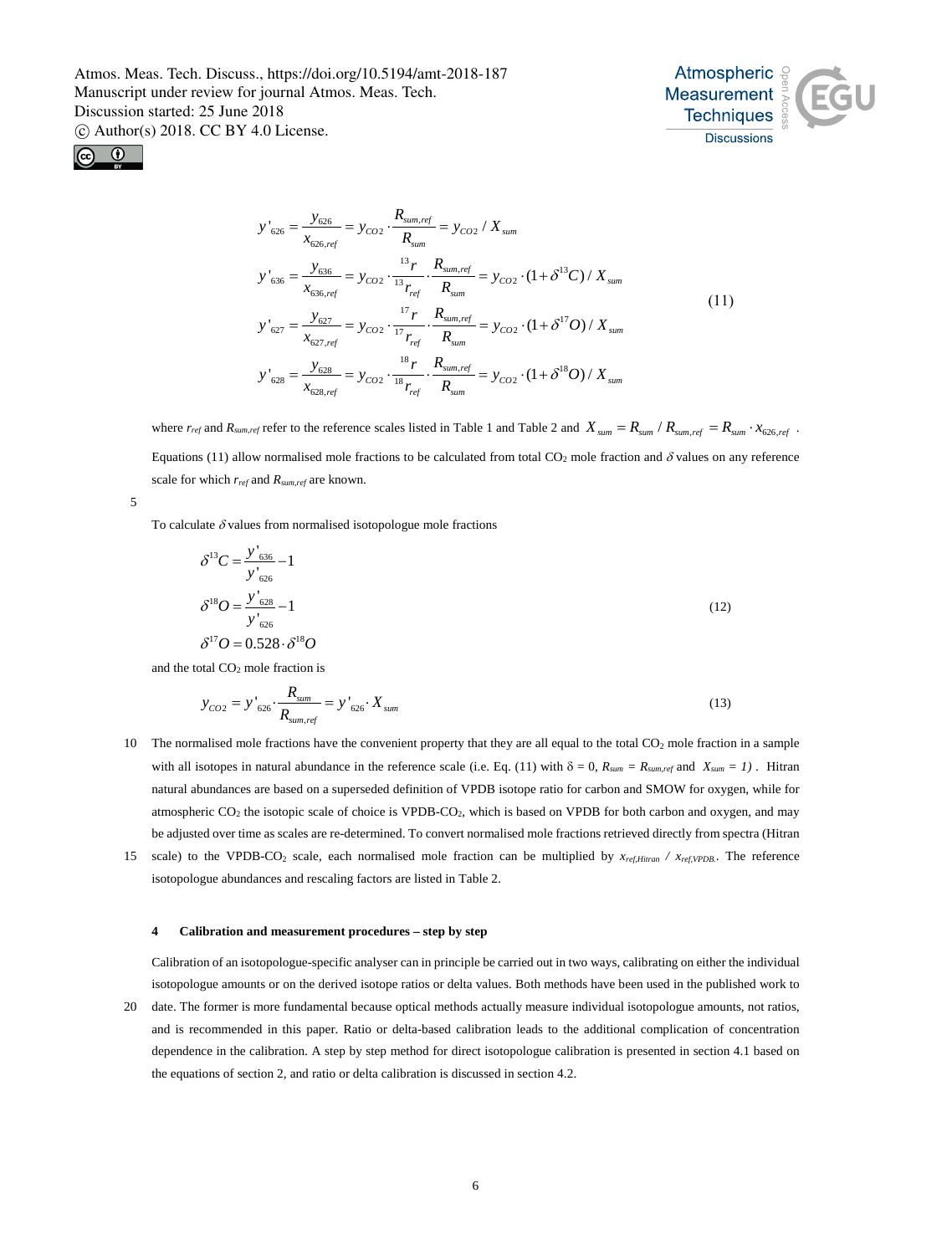$$
\begin{aligned}
y'_{626} &= \frac{y_{626}}{x_{626,ref}} = y_{CO2} \cdot \frac{R_{sum,ref}}{R_{sum}} = y_{CO2} / X_{sum} \\
y'_{636} &= \frac{y_{636}}{x_{636,ref}} = y_{CO2} \cdot \frac{{}^{13}r}{{}^{13}r_{ref}} \cdot \frac{R_{sum,ref}}{R_{sum}} = y_{CO2} \cdot (1+\delta^{13}C) / X_{sum} \\
y'_{627} &= \frac{y_{627}}{x_{627,ref}} = y_{CO2} \cdot \frac{{}^{17}r}{{}^{17}r_{ref}} \cdot \frac{R_{sum,ref}}{R_{sum}} = y_{CO2} \cdot (1+\delta^{17}O) / X_{sum} \\
y'_{628} &= \frac{y_{628}}{x_{628,ref}} = y_{CO2} \cdot \frac{{}^{18}r}{{}^{18}r_{ref}} \cdot \frac{R_{sum,ref}}{R_{sum}} = y_{CO2} \cdot (1+\delta^{18}O) / X_{sum}
\end{aligned}
\tag{11}
$$

where $r_{ref}$ and $R_{sum,ref}$ refer to the reference scales listed in Table 1 and Table 2 and $X_{sum} = R_{sum} / R_{sum,ref} = R_{sum} \cdot x_{626,ref}$ . Equations (11) allow normalised mole fractions to be calculated from total $CO_2$ mole fraction and $\delta$ values on any reference scale for which $r_{ref}$ and $R_{sum,ref}$ are known.

To calculate $\delta$ values from normalised isotopologue mole fractions

$$
\begin{aligned}
\delta^{13}C &= \frac{y'_{636}}{y'_{626}} - 1 \\
\delta^{18}O &= \frac{y'_{628}}{y'_{626}} - 1 \\
\delta^{17}O &= 0.528 \cdot \delta^{18}O
\end{aligned}
\tag{12}
$$

and the total $CO_2$ mole fraction is

$$
y_{CO2} = y'_{626} \cdot \frac{R_{sum}}{R_{sum,ref}} = y'_{626} \cdot X_{sum} \tag{13}
$$

The normalised mole fractions have the convenient property that they are all equal to the total $CO_2$ mole fraction in a sample with all isotopes in natural abundance in the reference scale (i.e. Eq. (11) with $\delta = 0$, $R_{sum} = R_{sum,ref}$ and $X_{sum} = 1$) . Hitran natural abundances are based on a superseded definition of VPDB isotope ratio for carbon and SMOW for oxygen, while for atmospheric $CO_2$ the isotopic scale of choice is VPDB-$CO_2$, which is based on VPDB for both carbon and oxygen, and may be adjusted over time as scales are re-determined. To convert normalised mole fractions retrieved directly from spectra (Hitran scale) to the VPDB-$CO_2$ scale, each normalised mole fraction can be multiplied by $x_{ref,Hitran} / x_{ref,VPDB}$. The reference isotopologue abundances and rescaling factors are listed in Table 2.

## 4 Calibration and measurement procedures – step by step

Calibration of an isotopologue-specific analyser can in principle be carried out in two ways, calibrating on either the individual isotopologue amounts or on the derived isotope ratios or delta values. Both methods have been used in the published work to date. The former is more fundamental because optical methods actually measure individual isotopologue amounts, not ratios, and is recommended in this paper. Ratio or delta-based calibration leads to the additional complication of concentration dependence in the calibration. A step by step method for direct isotopologue calibration is presented in section 4.1 based on the equations of section 2, and ratio or delta calibration is discussed in section 4.2.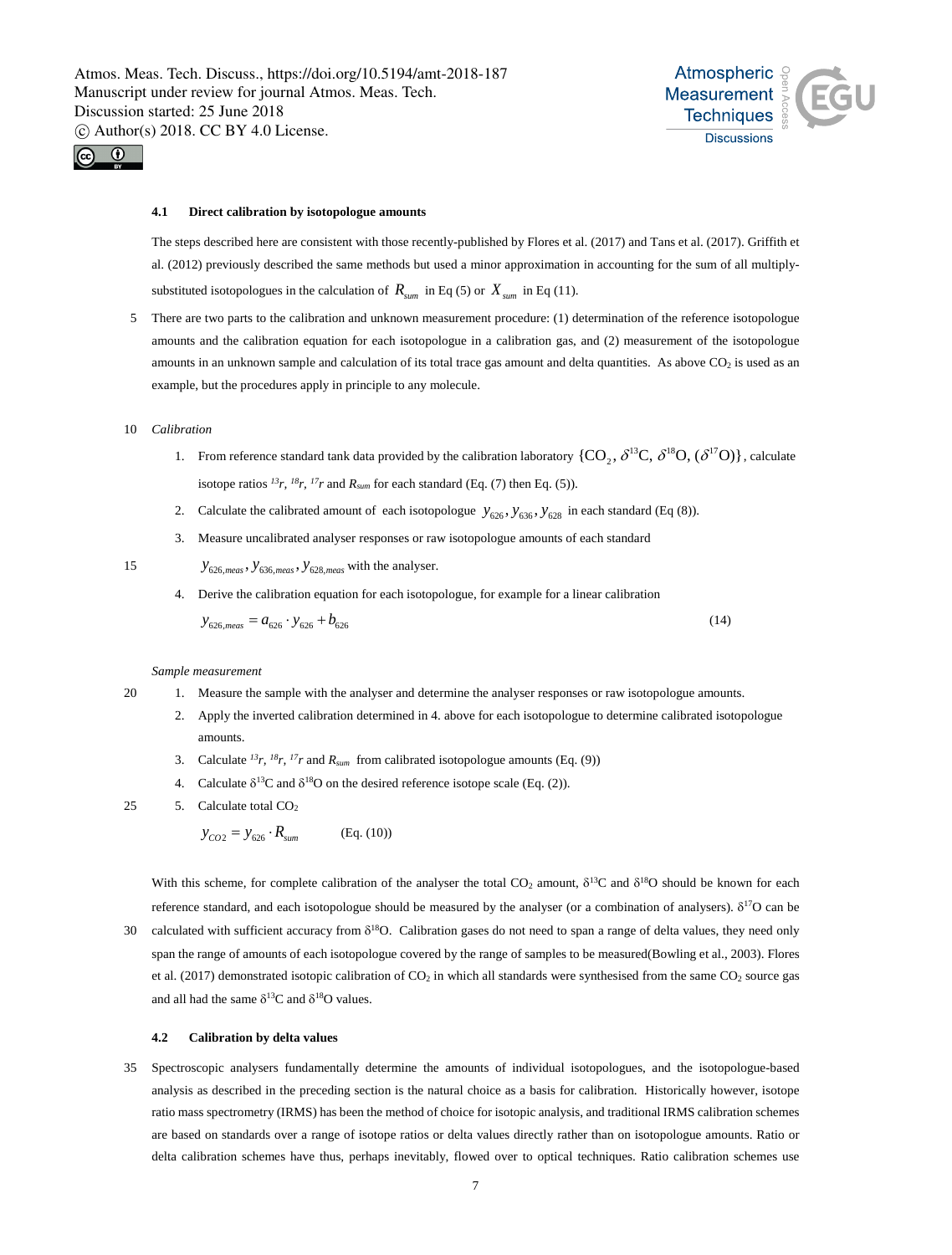### 4.1 Direct calibration by isotopologue amounts

The steps described here are consistent with those recently-published by Flores et al. (2017) and Tans et al. (2017). Griffith et al. (2012) previously described the same methods but used a minor approximation in accounting for the sum of all multiply-substituted isotopologues in the calculation of $R_{sum}$ in Eq (5) or $X_{sum}$ in Eq (11).

There are two parts to the calibration and unknown measurement procedure: (1) determination of the reference isotopologue amounts and the calibration equation for each isotopologue in a calibration gas, and (2) measurement of the isotopologue amounts in an unknown sample and calculation of its total trace gas amount and delta quantities. As above $CO_2$ is used as an example, but the procedures apply in principle to any molecule.

*Calibration*

1. From reference standard tank data provided by the calibration laboratory $\{CO_2, \delta^{13}C, \delta^{18}O, (\delta^{17}O)\}$, calculate isotope ratios $^{13}r$, $^{18}r$, $^{17}r$ and $R_{sum}$ for each standard (Eq. (7) then Eq. (5)).
2. Calculate the calibrated amount of each isotopologue $y_{626}, y_{636}, y_{628}$ in each standard (Eq (8)).
3. Measure uncalibrated analyser responses or raw isotopologue amounts of each standard $y_{626,meas}, y_{636,meas}, y_{628,meas}$ with the analyser.
4. Derive the calibration equation for each isotopologue, for example for a linear calibration

$$y_{626,meas} = a_{626} \cdot y_{626} + b_{626} \qquad (14)$$

*Sample measurement*

1. Measure the sample with the analyser and determine the analyser responses or raw isotopologue amounts.
2. Apply the inverted calibration determined in 4. above for each isotopologue to determine calibrated isotopologue amounts.
3. Calculate $^{13}r$, $^{18}r$, $^{17}r$ and $R_{sum}$ from calibrated isotopologue amounts (Eq. (9))
4. Calculate $\delta^{13}C$ and $\delta^{18}O$ on the desired reference isotope scale (Eq. (2)).
5. Calculate total $CO_2$

$$y_{CO2} = y_{626} \cdot R_{sum} \qquad \text{(Eq. (10))}$$

With this scheme, for complete calibration of the analyser the total $CO_2$ amount, $\delta^{13}C$ and $\delta^{18}O$ should be known for each reference standard, and each isotopologue should be measured by the analyser (or a combination of analysers). $\delta^{17}O$ can be calculated with sufficient accuracy from $\delta^{18}O$. Calibration gases do not need to span a range of delta values, they need only span the range of amounts of each isotopologue covered by the range of samples to be measured(Bowling et al., 2003). Flores et al. (2017) demonstrated isotopic calibration of $CO_2$ in which all standards were synthesised from the same $CO_2$ source gas and all had the same $\delta^{13}C$ and $\delta^{18}O$ values.

### 4.2 Calibration by delta values

Spectroscopic analysers fundamentally determine the amounts of individual isotopologues, and the isotopologue-based analysis as described in the preceding section is the natural choice as a basis for calibration. Historically however, isotope ratio mass spectrometry (IRMS) has been the method of choice for isotopic analysis, and traditional IRMS calibration schemes are based on standards over a range of isotope ratios or delta values directly rather than on isotopologue amounts. Ratio or delta calibration schemes have thus, perhaps inevitably, flowed over to optical techniques. Ratio calibration schemes use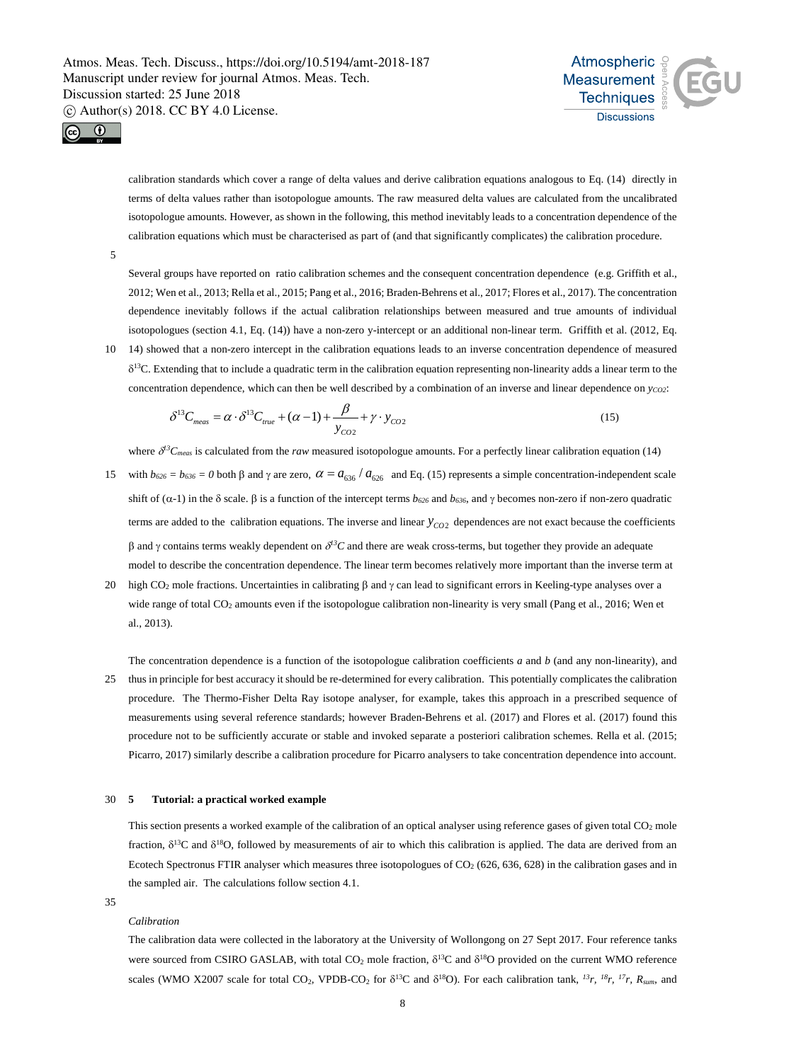calibration standards which cover a range of delta values and derive calibration equations analogous to Eq. (14) directly in terms of delta values rather than isotopologue amounts. The raw measured delta values are calculated from the uncalibrated isotopologue amounts. However, as shown in the following, this method inevitably leads to a concentration dependence of the calibration equations which must be characterised as part of (and that significantly complicates) the calibration procedure.

Several groups have reported on ratio calibration schemes and the consequent concentration dependence (e.g. Griffith et al., 2012; Wen et al., 2013; Rella et al., 2015; Pang et al., 2016; Braden-Behrens et al., 2017; Flores et al., 2017). The concentration dependence inevitably follows if the actual calibration relationships between measured and true amounts of individual isotopologues (section 4.1, Eq. (14)) have a non-zero y-intercept or an additional non-linear term. Griffith et al. (2012, Eq. 14) showed that a non-zero intercept in the calibration equations leads to an inverse concentration dependence of measured $\delta^{13}C$. Extending that to include a quadratic term in the calibration equation representing non-linearity adds a linear term to the concentration dependence, which can then be well described by a combination of an inverse and linear dependence on $y_{CO2}$:

$$\delta^{13}C_{meas} = \alpha \cdot \delta^{13}C_{true} + (\alpha - 1) + \frac{\beta}{y_{CO2}} + \gamma \cdot y_{CO2} \tag{15}$$

where $\delta^{13}C_{meas}$ is calculated from the *raw* measured isotopologue amounts. For a perfectly linear calibration equation (14) with $b_{626} = b_{636} = 0$ both β and γ are zero, $\alpha = a_{636} / a_{626}$ and Eq. (15) represents a simple concentration-independent scale shift of (α-1) in the δ scale. β is a function of the intercept terms $b_{626}$ and $b_{636}$, and γ becomes non-zero if non-zero quadratic terms are added to the calibration equations. The inverse and linear $y_{CO2}$ dependences are not exact because the coefficients β and γ contains terms weakly dependent on $\delta^{13}C$ and there are weak cross-terms, but together they provide an adequate model to describe the concentration dependence. The linear term becomes relatively more important than the inverse term at high $CO_2$ mole fractions. Uncertainties in calibrating β and γ can lead to significant errors in Keeling-type analyses over a wide range of total $CO_2$ amounts even if the isotopologue calibration non-linearity is very small (Pang et al., 2016; Wen et al., 2013).

The concentration dependence is a function of the isotopologue calibration coefficients *a* and *b* (and any non-linearity), and thus in principle for best accuracy it should be re-determined for every calibration. This potentially complicates the calibration procedure. The Thermo-Fisher Delta Ray isotope analyser, for example, takes this approach in a prescribed sequence of measurements using several reference standards; however Braden-Behrens et al. (2017) and Flores et al. (2017) found this procedure not to be sufficiently accurate or stable and invoked separate a posteriori calibration schemes. Rella et al. (2015; Picarro, 2017) similarly describe a calibration procedure for Picarro analysers to take concentration dependence into account.

## 5 Tutorial: a practical worked example

This section presents a worked example of the calibration of an optical analyser using reference gases of given total $CO_2$ mole fraction, $\delta^{13}C$ and $\delta^{18}O$, followed by measurements of air to which this calibration is applied. The data are derived from an Ecotech Spectronus FTIR analyser which measures three isotopologues of $CO_2$ (626, 636, 628) in the calibration gases and in the sampled air. The calculations follow section 4.1.

*Calibration*

The calibration data were collected in the laboratory at the University of Wollongong on 27 Sept 2017. Four reference tanks were sourced from CSIRO GASLAB, with total $CO_2$ mole fraction, $\delta^{13}C$ and $\delta^{18}O$ provided on the current WMO reference scales (WMO X2007 scale for total $CO_2$, VPDB-$CO_2$ for $\delta^{13}C$ and $\delta^{18}O$). For each calibration tank, ${}^{13}r$, ${}^{18}r$, ${}^{17}r$, $R_{sum}$, and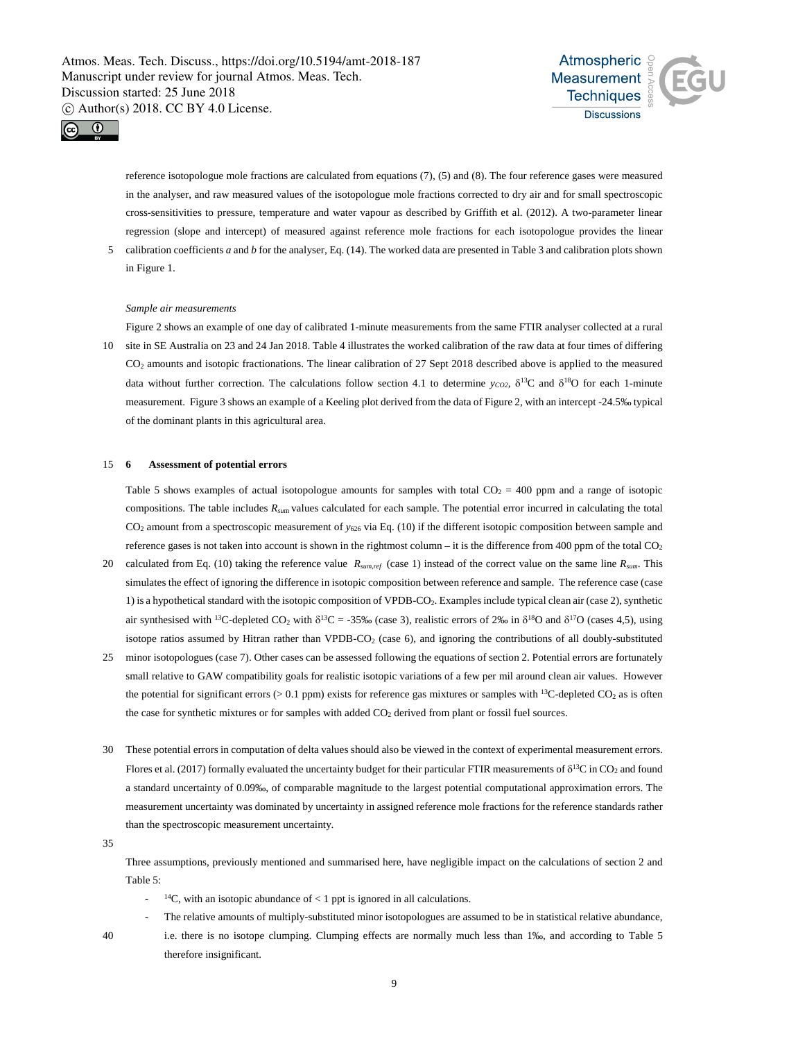reference isotopologue mole fractions are calculated from equations (7), (5) and (8). The four reference gases were measured in the analyser, and raw measured values of the isotopologue mole fractions corrected to dry air and for small spectroscopic cross-sensitivities to pressure, temperature and water vapour as described by Griffith et al. (2012). A two-parameter linear regression (slope and intercept) of measured against reference mole fractions for each isotopologue provides the linear calibration coefficients *a* and *b* for the analyser, Eq. (14). The worked data are presented in Table 3 and calibration plots shown in Figure 1.

*Sample air measurements*

Figure 2 shows an example of one day of calibrated 1-minute measurements from the same FTIR analyser collected at a rural site in SE Australia on 23 and 24 Jan 2018. Table 4 illustrates the worked calibration of the raw data at four times of differing $CO_2$ amounts and isotopic fractionations. The linear calibration of 27 Sept 2018 described above is applied to the measured data without further correction. The calculations follow section 4.1 to determine $y_{CO2}$, $\delta^{13}$C and $\delta^{18}$O for each 1-minute measurement. Figure 3 shows an example of a Keeling plot derived from the data of Figure 2, with an intercept -24.5‰ typical of the dominant plants in this agricultural area.

## 6 Assessment of potential errors

Table 5 shows examples of actual isotopologue amounts for samples with total $CO_2$ = 400 ppm and a range of isotopic compositions. The table includes $R_{sum}$ values calculated for each sample. The potential error incurred in calculating the total $CO_2$ amount from a spectroscopic measurement of $y_{626}$ via Eq. (10) if the different isotopic composition between sample and reference gases is not taken into account is shown in the rightmost column – it is the difference from 400 ppm of the total $CO_2$ calculated from Eq. (10) taking the reference value $R_{sum,ref}$ (case 1) instead of the correct value on the same line $R_{sum}$. This simulates the effect of ignoring the difference in isotopic composition between reference and sample. The reference case (case 1) is a hypothetical standard with the isotopic composition of VPDB-$CO_2$. Examples include typical clean air (case 2), synthetic air synthesised with $^{13}$C-depleted $CO_2$ with $\delta^{13}$C = -35‰ (case 3), realistic errors of 2‰ in $\delta^{18}$O and $\delta^{17}$O (cases 4,5), using isotope ratios assumed by Hitran rather than VPDB-$CO_2$ (case 6), and ignoring the contributions of all doubly-substituted minor isotopologues (case 7). Other cases can be assessed following the equations of section 2. Potential errors are fortunately small relative to GAW compatibility goals for realistic isotopic variations of a few per mil around clean air values. However the potential for significant errors (> 0.1 ppm) exists for reference gas mixtures or samples with $^{13}$C-depleted $CO_2$ as is often the case for synthetic mixtures or for samples with added $CO_2$ derived from plant or fossil fuel sources.

These potential errors in computation of delta values should also be viewed in the context of experimental measurement errors. Flores et al. (2017) formally evaluated the uncertainty budget for their particular FTIR measurements of $\delta^{13}$C in $CO_2$ and found a standard uncertainty of 0.09‰, of comparable magnitude to the largest potential computational approximation errors. The measurement uncertainty was dominated by uncertainty in assigned reference mole fractions for the reference standards rather than the spectroscopic measurement uncertainty.

Three assumptions, previously mentioned and summarised here, have negligible impact on the calculations of section 2 and Table 5:

- $^{14}$C, with an isotopic abundance of < 1 ppt is ignored in all calculations.
- The relative amounts of multiply-substituted minor isotopologues are assumed to be in statistical relative abundance, i.e. there is no isotope clumping. Clumping effects are normally much less than 1‰, and according to Table 5 therefore insignificant.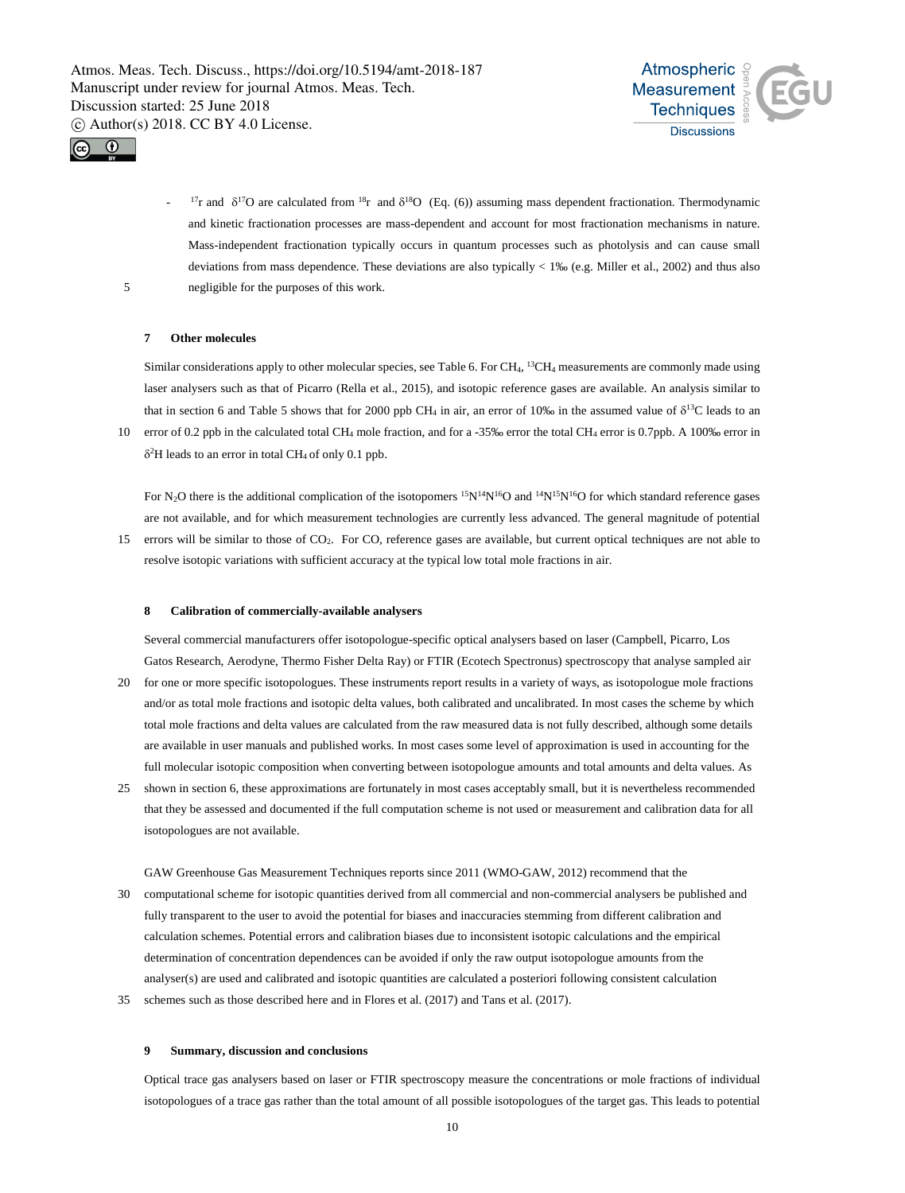- $^{17}r$ and $\delta^{17}O$ are calculated from $^{18}r$ and $\delta^{18}O$ (Eq. (6)) assuming mass dependent fractionation. Thermodynamic and kinetic fractionation processes are mass-dependent and account for most fractionation mechanisms in nature. Mass-independent fractionation typically occurs in quantum processes such as photolysis and can cause small deviations from mass dependence. These deviations are also typically < 1‰ (e.g. Miller et al., 2002) and thus also negligible for the purposes of this work.

## 7 Other molecules

Similar considerations apply to other molecular species, see Table 6. For $CH_4$, $^{13}CH_4$ measurements are commonly made using laser analysers such as that of Picarro (Rella et al., 2015), and isotopic reference gases are available. An analysis similar to that in section 6 and Table 5 shows that for 2000 ppb $CH_4$ in air, an error of 10‰ in the assumed value of $\delta^{13}C$ leads to an error of 0.2 ppb in the calculated total $CH_4$ mole fraction, and for a -35‰ error the total $CH_4$ error is 0.7ppb. A 100‰ error in $\delta^{2}H$ leads to an error in total $CH_4$ of only 0.1 ppb.

For $N_2O$ there is the additional complication of the isotopomers $^{15}N^{14}N^{16}O$ and $^{14}N^{15}N^{16}O$ for which standard reference gases are not available, and for which measurement technologies are currently less advanced. The general magnitude of potential errors will be similar to those of $CO_2$. For CO, reference gases are available, but current optical techniques are not able to resolve isotopic variations with sufficient accuracy at the typical low total mole fractions in air.

## 8 Calibration of commercially-available analysers

Several commercial manufacturers offer isotopologue-specific optical analysers based on laser (Campbell, Picarro, Los Gatos Research, Aerodyne, Thermo Fisher Delta Ray) or FTIR (Ecotech Spectronus) spectroscopy that analyse sampled air for one or more specific isotopologues. These instruments report results in a variety of ways, as isotopologue mole fractions and/or as total mole fractions and isotopic delta values, both calibrated and uncalibrated. In most cases the scheme by which total mole fractions and delta values are calculated from the raw measured data is not fully described, although some details are available in user manuals and published works. In most cases some level of approximation is used in accounting for the full molecular isotopic composition when converting between isotopologue amounts and total amounts and delta values. As shown in section 6, these approximations are fortunately in most cases acceptably small, but it is nevertheless recommended that they be assessed and documented if the full computation scheme is not used or measurement and calibration data for all isotopologues are not available.

GAW Greenhouse Gas Measurement Techniques reports since 2011 (WMO-GAW, 2012) recommend that the computational scheme for isotopic quantities derived from all commercial and non-commercial analysers be published and fully transparent to the user to avoid the potential for biases and inaccuracies stemming from different calibration and calculation schemes. Potential errors and calibration biases due to inconsistent isotopic calculations and the empirical determination of concentration dependences can be avoided if only the raw output isotopologue amounts from the analyser(s) are used and calibrated and isotopic quantities are calculated a posteriori following consistent calculation schemes such as those described here and in Flores et al. (2017) and Tans et al. (2017).

## 9 Summary, discussion and conclusions

Optical trace gas analysers based on laser or FTIR spectroscopy measure the concentrations or mole fractions of individual isotopologues of a trace gas rather than the total amount of all possible isotopologues of the target gas. This leads to potential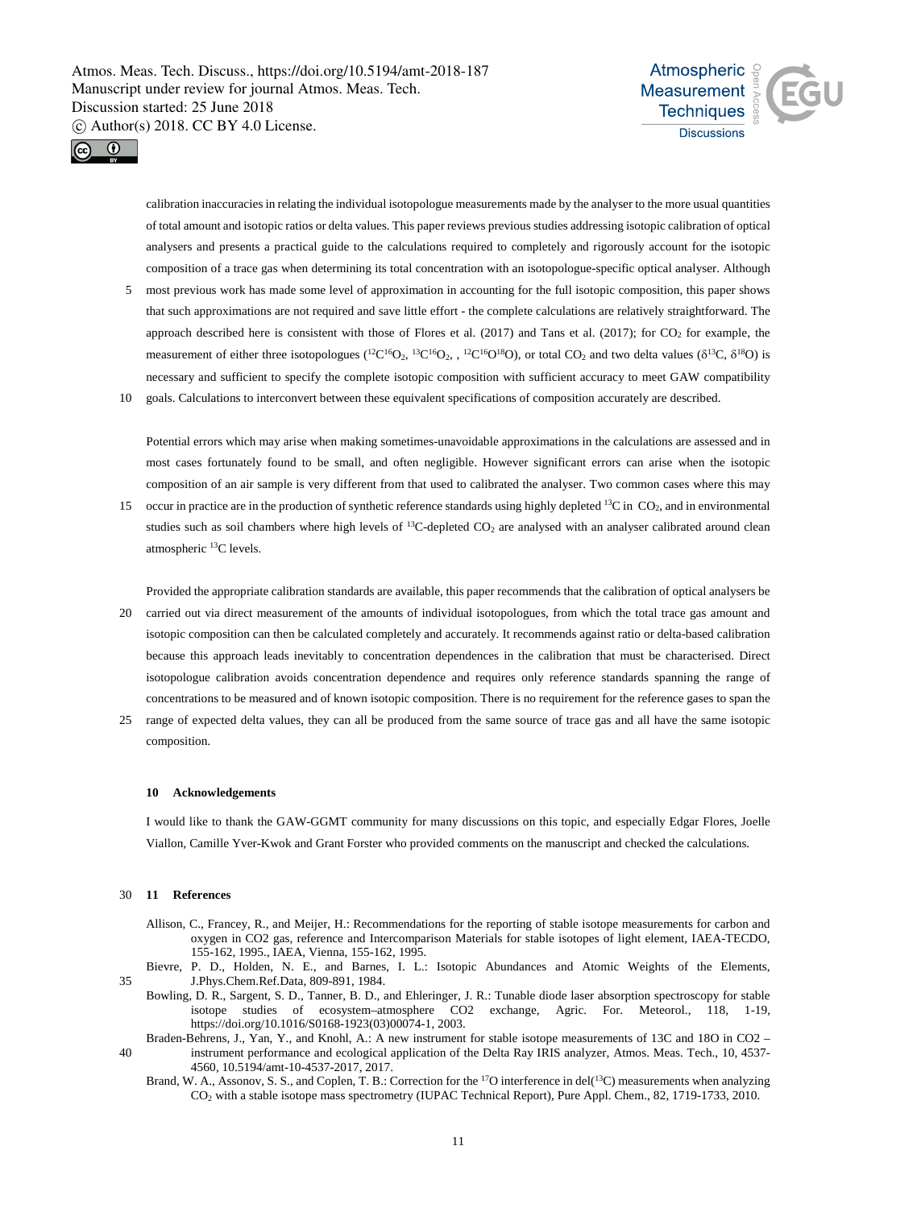calibration inaccuracies in relating the individual isotopologue measurements made by the analyser to the more usual quantities of total amount and isotopic ratios or delta values. This paper reviews previous studies addressing isotopic calibration of optical analysers and presents a practical guide to the calculations required to completely and rigorously account for the isotopic composition of a trace gas when determining its total concentration with an isotopologue-specific optical analyser. Although most previous work has made some level of approximation in accounting for the full isotopic composition, this paper shows that such approximations are not required and save little effort - the complete calculations are relatively straightforward. The approach described here is consistent with those of Flores et al. (2017) and Tans et al. (2017); for $CO_2$ for example, the measurement of either three isotopologues ($^{12}C^{16}O_2$, $^{13}C^{16}O_2$, , $^{12}C^{16}O^{18}O$), or total $CO_2$ and two delta values ($\delta^{13}C$, $\delta^{18}O$) is necessary and sufficient to specify the complete isotopic composition with sufficient accuracy to meet GAW compatibility goals. Calculations to interconvert between these equivalent specifications of composition accurately are described.

Potential errors which may arise when making sometimes-unavoidable approximations in the calculations are assessed and in most cases fortunately found to be small, and often negligible. However significant errors can arise when the isotopic composition of an air sample is very different from that used to calibrated the analyser. Two common cases where this may occur in practice are in the production of synthetic reference standards using highly depleted $^{13}C$ in $CO_2$, and in environmental studies such as soil chambers where high levels of $^{13}C$-depleted $CO_2$ are analysed with an analyser calibrated around clean atmospheric $^{13}C$ levels.

Provided the appropriate calibration standards are available, this paper recommends that the calibration of optical analysers be carried out via direct measurement of the amounts of individual isotopologues, from which the total trace gas amount and isotopic composition can then be calculated completely and accurately. It recommends against ratio or delta-based calibration because this approach leads inevitably to concentration dependences in the calibration that must be characterised. Direct isotopologue calibration avoids concentration dependence and requires only reference standards spanning the range of concentrations to be measured and of known isotopic composition. There is no requirement for the reference gases to span the range of expected delta values, they can all be produced from the same source of trace gas and all have the same isotopic composition.

## 10 Acknowledgements

I would like to thank the GAW-GGMT community for many discussions on this topic, and especially Edgar Flores, Joelle Viallon, Camille Yver-Kwok and Grant Forster who provided comments on the manuscript and checked the calculations.

## 11 References

Allison, C., Francey, R., and Meijer, H.: Recommendations for the reporting of stable isotope measurements for carbon and oxygen in CO2 gas, reference and Intercomparison Materials for stable isotopes of light element, IAEA-TECDO, 155-162, 1995., IAEA, Vienna, 155-162, 1995.

Bievre, P. D., Holden, N. E., and Barnes, I. L.: Isotopic Abundances and Atomic Weights of the Elements, J.Phys.Chem.Ref.Data, 809-891, 1984.

Bowling, D. R., Sargent, S. D., Tanner, B. D., and Ehleringer, J. R.: Tunable diode laser absorption spectroscopy for stable isotope studies of ecosystem–atmosphere CO2 exchange, Agric. For. Meteorol., 118, 1-19, https://doi.org/10.1016/S0168-1923(03)00074-1, 2003.

Braden-Behrens, J., Yan, Y., and Knohl, A.: A new instrument for stable isotope measurements of 13C and 18O in CO2 – instrument performance and ecological application of the Delta Ray IRIS analyzer, Atmos. Meas. Tech., 10, 4537-4560, 10.5194/amt-10-4537-2017, 2017.

Brand, W. A., Assonov, S. S., and Coplen, T. B.: Correction for the $^{17}O$ interference in del($^{13}C$) measurements when analyzing $CO_2$ with a stable isotope mass spectrometry (IUPAC Technical Report), Pure Appl. Chem., 82, 1719-1733, 2010.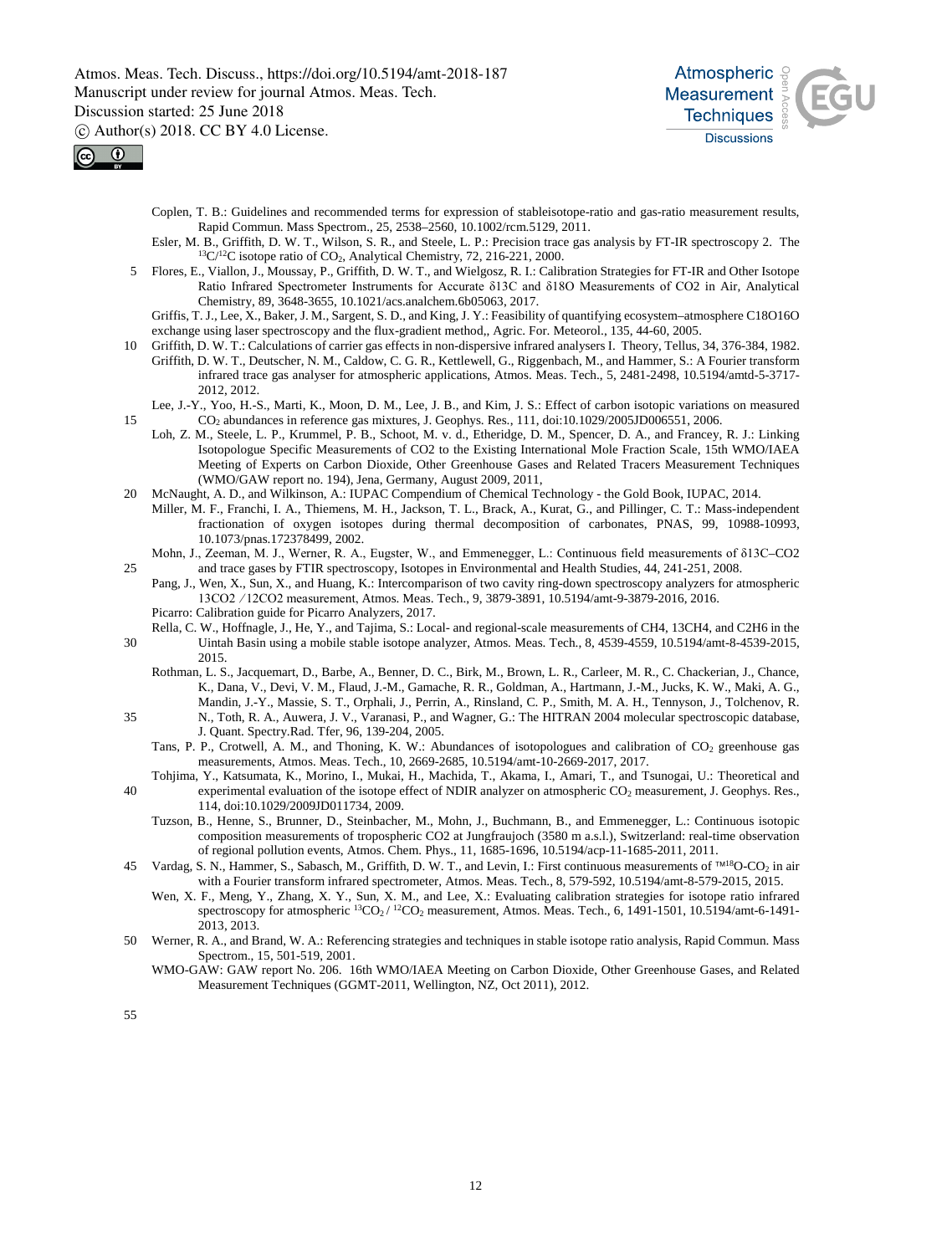Coplen, T. B.: Guidelines and recommended terms for expression of stableisotope-ratio and gas-ratio measurement results, Rapid Commun. Mass Spectrom., 25, 2538–2560, 10.1002/rcm.5129, 2011.

Esler, M. B., Griffith, D. W. T., Wilson, S. R., and Steele, L. P.: Precision trace gas analysis by FT-IR spectroscopy 2. The $^{13}C/^{12}C$ isotope ratio of $CO_2$, Analytical Chemistry, 72, 216-221, 2000.

Flores, E., Viallon, J., Moussay, P., Griffith, D. W. T., and Wielgosz, R. I.: Calibration Strategies for FT-IR and Other Isotope Ratio Infrared Spectrometer Instruments for Accurate δ13C and δ18O Measurements of CO2 in Air, Analytical Chemistry, 89, 3648-3655, 10.1021/acs.analchem.6b05063, 2017.

Griffis, T. J., Lee, X., Baker, J. M., Sargent, S. D., and King, J. Y.: Feasibility of quantifying ecosystem–atmosphere C18O16O exchange using laser spectroscopy and the flux-gradient method,, Agric. For. Meteorol., 135, 44-60, 2005.

Griffith, D. W. T.: Calculations of carrier gas effects in non-dispersive infrared analysers I. Theory, Tellus, 34, 376-384, 1982.

Griffith, D. W. T., Deutscher, N. M., Caldow, C. G. R., Kettlewell, G., Riggenbach, M., and Hammer, S.: A Fourier transform infrared trace gas analyser for atmospheric applications, Atmos. Meas. Tech., 5, 2481-2498, 10.5194/amtd-5-3717-2012, 2012.

Lee, J.-Y., Yoo, H.-S., Marti, K., Moon, D. M., Lee, J. B., and Kim, J. S.: Effect of carbon isotopic variations on measured $CO_2$ abundances in reference gas mixtures, J. Geophys. Res., 111, doi:10.1029/2005JD006551, 2006.

Loh, Z. M., Steele, L. P., Krummel, P. B., Schoot, M. v. d., Etheridge, D. M., Spencer, D. A., and Francey, R. J.: Linking Isotopologue Specific Measurements of CO2 to the Existing WMO Mole Fraction Scale, 15th WMO/IAEA Meeting of Experts on Carbon Dioxide, Other Greenhouse Gases and Related Tracers Measurement Techniques (WMO/GAW report no. 194), Jena, Germany, August 2009, 2011,

McNaught, A. D., and Wilkinson, A.: IUPAC Compendium of Chemical Technology - the Gold Book, IUPAC, 2014.

Miller, M. F., Franchi, I. A., Thiemens, M. H., Jackson, T. L., Brack, A., Kurat, G., and Pillinger, C. T.: Mass-independent fractionation of oxygen isotopes during thermal decomposition of carbonates, PNAS, 99, 10988-10993, 10.1073/pnas.172378499, 2002.

Mohn, J., Zeeman, M. J., Werner, R. A., Eugster, W., and Emmenegger, L.: Continuous field measurements of δ13C–CO2 and trace gases by FTIR spectroscopy, Isotopes in Environmental and Health Studies, 44, 241-251, 2008.

Pang, J., Wen, X., Sun, X., and Huang, K.: Intercomparison of two cavity ring-down spectroscopy analyzers for atmospheric 13CO2 ⁄ 12CO2 measurement, Atmos. Meas. Tech., 9, 3879-3891, 10.5194/amt-9-3879-2016, 2016.

Picarro: Calibration guide for Picarro Analyzers, 2017.

Rella, C. W., Hoffnagle, J., He, Y., and Tajima, S.: Local- and regional-scale measurements of CH4, 13CH4, and C2H6 in the Uintah Basin using a mobile stable isotope analyzer, Atmos. Meas. Tech., 8, 4539-4559, 10.5194/amt-8-4539-2015, 2015.

Rothman, L. S., Jacquemart, D., Barbe, A., Benner, D. C., Birk, M., Brown, L. R., Carleer, M. R., C. Chackerian, J., Chance, K., Dana, V., Devi, V. M., Flaud, J.-M., Gamache, R. R., Goldman, A., Hartmann, J.-M., Jucks, K. W., Maki, A. G., Mandin, J.-Y., Massie, S. T., Orphali, J., Perrin, A., Rinsland, C. P., Smith, M. A. H., Tennyson, J., Tolchenov, R. N., Toth, R. A., Auwera, J. V., Varanasi, P., and Wagner, G.: The HITRAN 2004 molecular spectroscopic database, J. Quant. Spectry.Rad. Tfer, 96, 139-204, 2005.

Tans, P. P., Crotwell, A. M., and Thoning, K. W.: Abundances of isotopologues and calibration of $CO_2$ greenhouse gas measurements, Atmos. Meas. Tech., 10, 2669-2685, 10.5194/amt-10-2669-2017, 2017.

Tohjima, Y., Katsumata, K., Morino, I., Mukai, H., Machida, T., Akama, I., Amari, T., and Tsunogai, U.: Theoretical and experimental evaluation of the isotope effect of NDIR analyzer on atmospheric $CO_2$ measurement, J. Geophys. Res., 114, doi:10.1029/2009JD011734, 2009.

Tuzson, B., Henne, S., Brunner, D., Steinbacher, M., Mohn, J., Buchmann, B., and Emmenegger, L.: Continuous isotopic composition measurements of tropospheric CO2 at Jungfraujoch (3580 m a.s.l.), Switzerland: real-time observation of regional pollution events, Atmos. Chem. Phys., 11, 1685-1696, 10.5194/acp-11-1685-2011, 2011.

Vardag, S. N., Hammer, S., Sabasch, M., Griffith, D. W. T., and Levin, I.: First continuous measurements of ™$^{18}$O-$CO_2$ in air with a Fourier transform infrared spectrometer, Atmos. Meas. Tech., 8, 579-592, 10.5194/amt-8-579-2015, 2015.

Wen, X. F., Meng, Y., Zhang, X. Y., Sun, X. M., and Lee, X.: Evaluating calibration strategies for isotope ratio infrared spectroscopy for atmospheric $^{13}CO_2$ / $^{12}CO_2$ measurement, Atmos. Meas. Tech., 6, 1491-1501, 10.5194/amt-6-1491-2013, 2013.

Werner, R. A., and Brand, W. A.: Referencing strategies and techniques in stable isotope ratio analysis, Rapid Commun. Mass Spectrom., 15, 501-519, 2001.

WMO-GAW: GAW report No. 206. 16th WMO/IAEA Meeting on Carbon Dioxide, Other Greenhouse Gases, and Related Measurement Techniques (GGMT-2011, Wellington, NZ, Oct 2011), 2012.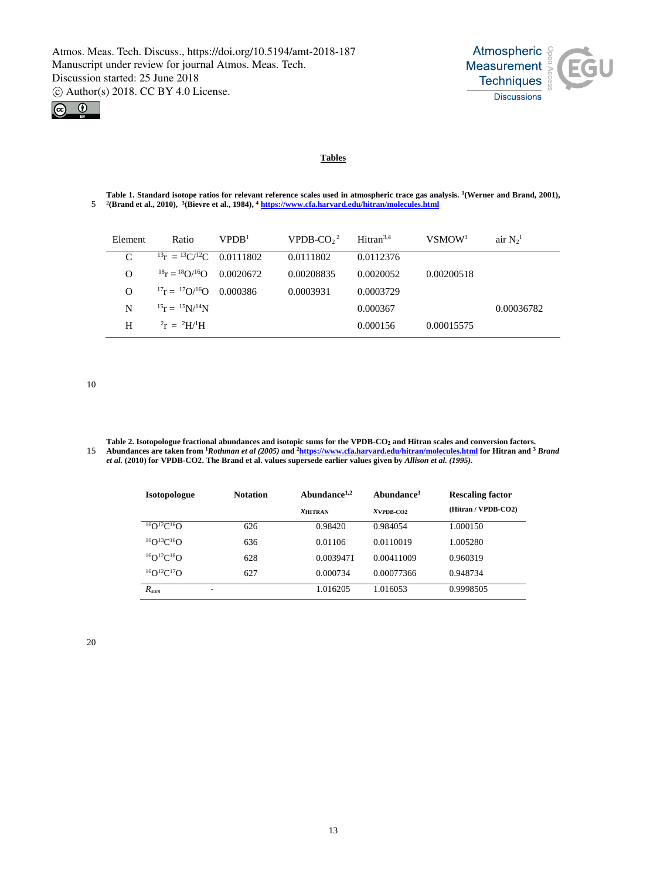# Tables

**Table 1. Standard isotope ratios for relevant reference scales used in atmospheric trace gas analysis.** [1]**(Werner and Brand, 2001),** [2]**(Brand et al., 2010),** [3]**(Bievre et al., 1984),** [4] **https://www.cfa.harvard.edu/hitran/molecules.html**

| Element | Ratio | VPDB[1] | VPDB-$CO_2$[2] | Hitran[3,4] | VSMOW[1] | air $N_2$[1] |
|---|---|---|---|---|---|---|
| C | $^{13}r = {}^{13}C/{}^{12}C$ | 0.0111802 | 0.0111802 | 0.0112376 | | |
| O | $^{18}r = {}^{18}O/{}^{16}O$ | 0.0020672 | 0.00208835 | 0.0020052 | 0.00200518 | |
| O | $^{17}r = {}^{17}O/{}^{16}O$ | 0.000386 | 0.0003931 | 0.0003729 | | |
| N | $^{15}r = {}^{15}N/{}^{14}N$ | | | 0.000367 | | 0.00036782 |
| H | $^{2}r = {}^{2}H/{}^{1}H$ | | | 0.000156 | 0.00015575 | |

**Table 2. Isotopologue fractional abundances and isotopic sums for the VPDB-$CO_2$ and Hitran scales and conversion factors. Abundances are taken from** [1]***Rothman et al (2005)* and** [2]**https://www.cfa.harvard.edu/hitran/molecules.html for Hitran and** [3] ***Brand et al.* (2010) for VPDB-CO2. The Brand et al. values supersede earlier values given by *Allison et al. (1995)*.**

| Isotopologue | Notation | Abundance[1,2] $x_{HITRAN}$ | Abundance[3] $x_{VPDB\text{-}CO2}$ | Rescaling factor (Hitran / VPDB-CO2) |
|---|---|---|---|---|
| $^{16}O^{12}C^{16}O$ | 626 | 0.98420 | 0.984054 | 1.000150 |
| $^{16}O^{13}C^{16}O$ | 636 | 0.01106 | 0.0110019 | 1.005280 |
| $^{16}O^{12}C^{18}O$ | 628 | 0.0039471 | 0.00411009 | 0.960319 |
| $^{16}O^{12}C^{17}O$ | 627 | 0.000734 | 0.00077366 | 0.948734 |
| $R_{sum}$ | - | 1.016205 | 1.016053 | 0.9998505 |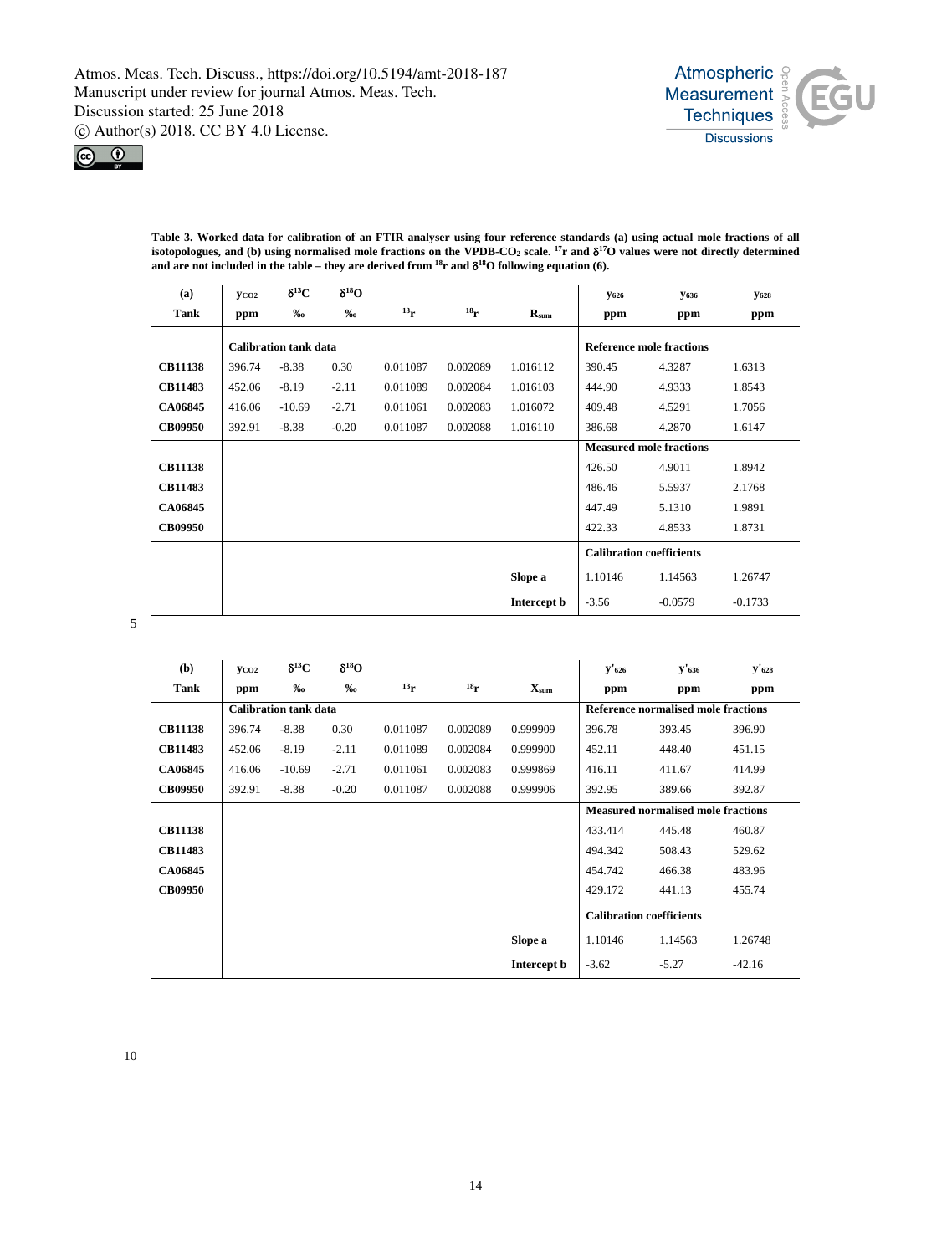**Table 3. Worked data for calibration of an FTIR analyser using four reference standards (a) using actual mole fractions of all isotopologues, and (b) using normalised mole fractions on the VPDB-$CO_2$ scale. $^{17}r$ and $\delta^{17}O$ values were not directly determined and are not included in the table – they are derived from $^{18}r$ and $\delta^{18}O$ following equation (6).**

| (a) Tank | $y_{CO2}$ ppm | $\delta^{13}C$ ‰ | $\delta^{18}O$ ‰ | $^{13}r$ | $^{18}r$ | $R_{sum}$ | $y_{626}$ ppm | $y_{636}$ ppm | $y_{628}$ ppm |
|---|---|---|---|---|---|---|---|---|---|
| | **Calibration tank data** | | | | | | **Reference mole fractions** | | |
| **CB11138** | 396.74 | -8.38 | 0.30 | 0.011087 | 0.002089 | 1.016112 | 390.45 | 4.3287 | 1.6313 |
| **CB11483** | 452.06 | -8.19 | -2.11 | 0.011089 | 0.002084 | 1.016103 | 444.90 | 4.9333 | 1.8543 |
| **CA06845** | 416.06 | -10.69 | -2.71 | 0.011061 | 0.002083 | 1.016072 | 409.48 | 4.5291 | 1.7056 |
| **CB09950** | 392.91 | -8.38 | -0.20 | 0.011087 | 0.002088 | 1.016110 | 386.68 | 4.2870 | 1.6147 |
| | | | | | | | **Measured mole fractions** | | |
| **CB11138** | | | | | | | 426.50 | 4.9011 | 1.8942 |
| **CB11483** | | | | | | | 486.46 | 5.5937 | 2.1768 |
| **CA06845** | | | | | | | 447.49 | 5.1310 | 1.9891 |
| **CB09950** | | | | | | | 422.33 | 4.8533 | 1.8731 |
| | | | | | | | **Calibration coefficients** | | |
| | | | | | | **Slope a** | 1.10146 | 1.14563 | 1.26747 |
| | | | | | | **Intercept b** | -3.56 | -0.0579 | -0.1733 |

| (b) Tank | $y_{CO2}$ ppm | $\delta^{13}C$ ‰ | $\delta^{18}O$ ‰ | $^{13}r$ | $^{18}r$ | $X_{sum}$ | $y'_{626}$ ppm | $y'_{636}$ ppm | $y'_{628}$ ppm |
|---|---|---|---|---|---|---|---|---|---|
| | **Calibration tank data** | | | | | | **Reference normalised mole fractions** | | |
| **CB11138** | 396.74 | -8.38 | 0.30 | 0.011087 | 0.002089 | 0.999909 | 396.78 | 393.45 | 396.90 |
| **CB11483** | 452.06 | -8.19 | -2.11 | 0.011089 | 0.002084 | 0.999900 | 452.11 | 448.40 | 451.15 |
| **CA06845** | 416.06 | -10.69 | -2.71 | 0.011061 | 0.002083 | 0.999869 | 416.11 | 411.67 | 414.99 |
| **CB09950** | 392.91 | -8.38 | -0.20 | 0.011087 | 0.002088 | 0.999906 | 392.95 | 389.66 | 392.87 |
| | | | | | | | **Measured normalised mole fractions** | | |
| **CB11138** | | | | | | | 433.414 | 445.48 | 460.87 |
| **CB11483** | | | | | | | 494.342 | 508.43 | 529.62 |
| **CA06845** | | | | | | | 454.742 | 466.38 | 483.96 |
| **CB09950** | | | | | | | 429.172 | 441.13 | 455.74 |
| | | | | | | | **Calibration coefficients** | | |
| | | | | | | **Slope a** | 1.10146 | 1.14563 | 1.26748 |
| | | | | | | **Intercept b** | -3.62 | -5.27 | -42.16 |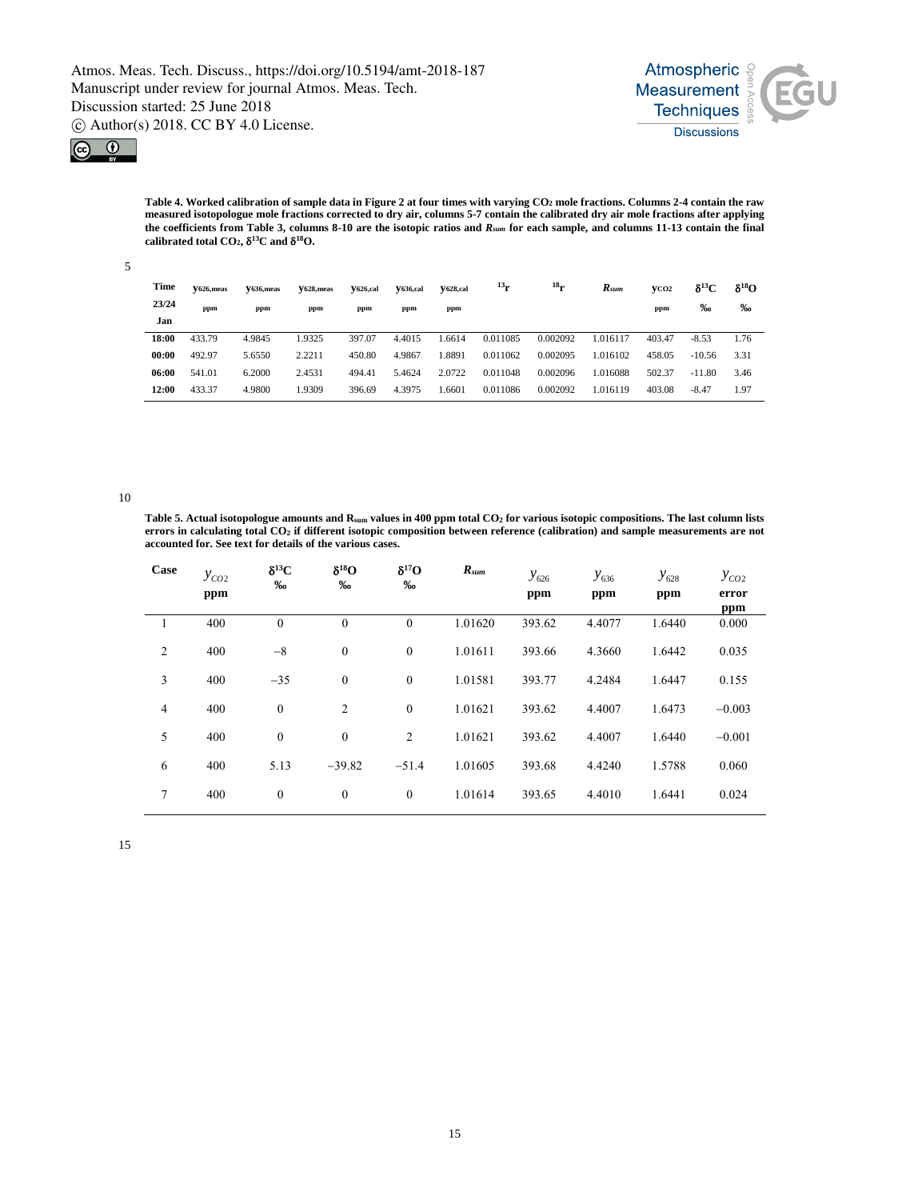**Table 4. Worked calibration of sample data in Figure 2 at four times with varying $CO_2$ mole fractions. Columns 2-4 contain the raw measured isotopologue mole fractions corrected to dry air, columns 5-7 contain the calibrated dry air mole fractions after applying the coefficients from Table 3, columns 8-10 are the isotopic ratios and $R_{sum}$ for each sample, and columns 11-13 contain the final calibrated total $CO_2$, $\delta^{13}C$ and $\delta^{18}O$.**

| Time 23/24 Jan | $y_{626,meas}$ ppm | $y_{636,meas}$ ppm | $y_{628,meas}$ ppm | $y_{626,cal}$ ppm | $y_{636,cal}$ ppm | $y_{628,cal}$ ppm | $^{13}r$ | $^{18}r$ | $R_{sum}$ | $y_{CO2}$ ppm | $\delta^{13}C$ ‰ | $\delta^{18}O$ ‰ |
|---|---|---|---|---|---|---|---|---|---|---|---|---|
| **18:00** | 433.79 | 4.9845 | 1.9325 | 397.07 | 4.4015 | 1.6614 | 0.011085 | 0.002092 | 1.016117 | 403.47 | -8.53 | 1.76 |
| **00:00** | 492.97 | 5.6550 | 2.2211 | 450.80 | 4.9867 | 1.8891 | 0.011062 | 0.002095 | 1.016102 | 458.05 | -10.56 | 3.31 |
| **06:00** | 541.01 | 6.2000 | 2.4531 | 494.41 | 5.4624 | 2.0722 | 0.011048 | 0.002096 | 1.016088 | 502.37 | -11.80 | 3.46 |
| **12:00** | 433.37 | 4.9800 | 1.9309 | 396.69 | 4.3975 | 1.6601 | 0.011086 | 0.002092 | 1.016119 | 403.08 | -8.47 | 1.97 |

**Table 5. Actual isotopologue amounts and $R_{sum}$ values in 400 ppm total $CO_2$ for various isotopic compositions. The last column lists errors in calculating total $CO_2$ if different isotopic composition between reference (calibration) and sample measurements are not accounted for. See text for details of the various cases.**

| Case | $y_{CO2}$ ppm | $\delta^{13}C$ ‰ | $\delta^{18}O$ ‰ | $\delta^{17}O$ ‰ | $R_{sum}$ | $y_{626}$ ppm | $y_{636}$ ppm | $y_{628}$ ppm | $y_{CO2}$ error ppm |
|---|---|---|---|---|---|---|---|---|---|
| 1 | 400 | 0 | 0 | 0 | 1.01620 | 393.62 | 4.4077 | 1.6440 | 0.000 |
| 2 | 400 | −8 | 0 | 0 | 1.01611 | 393.66 | 4.3660 | 1.6442 | 0.035 |
| 3 | 400 | −35 | 0 | 0 | 1.01581 | 393.77 | 4.2484 | 1.6447 | 0.155 |
| 4 | 400 | 0 | 2 | 0 | 1.01621 | 393.62 | 4.4007 | 1.6473 | −0.003 |
| 5 | 400 | 0 | 0 | 2 | 1.01621 | 393.62 | 4.4007 | 1.6440 | −0.001 |
| 6 | 400 | 5.13 | −39.82 | −51.4 | 1.01605 | 393.68 | 4.4240 | 1.5788 | 0.060 |
| 7 | 400 | 0 | 0 | 0 | 1.01614 | 393.65 | 4.4010 | 1.6441 | 0.024 |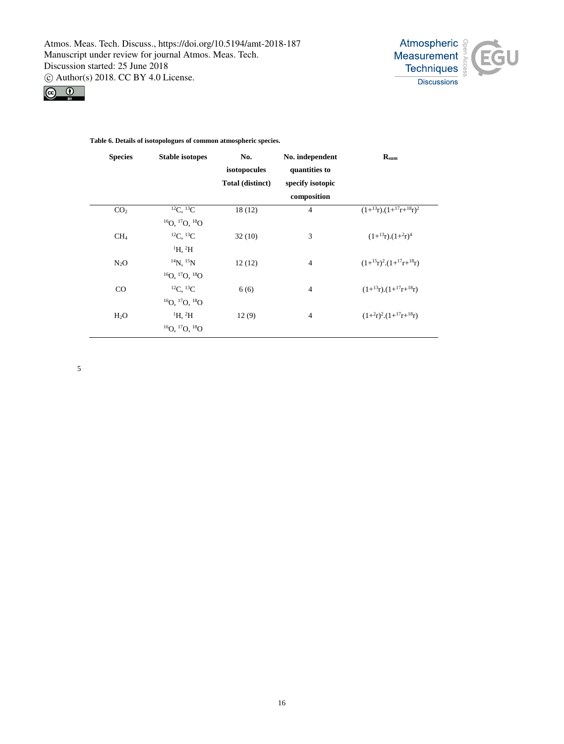**Table 6. Details of isotopologues of common atmospheric species.**

| Species | Stable isotopes | No. isotopocules Total (distinct) | No. independent quantities to specify isotopic composition | $R_{sum}$ |
|---|---|---|---|---|
| $CO_2$ | $^{12}C$, $^{13}C$<br>$^{16}O$, $^{17}O$, $^{18}O$ | 18 (12) | 4 | $(1+{}^{13}r).(1+{}^{17}r+{}^{18}r)^2$ |
| $CH_4$ | $^{12}C$, $^{13}C$<br>$^{1}H$, $^{2}H$ | 32 (10) | 3 | $(1+{}^{13}r).(1+{}^{2}r)^4$ |
| $N_2O$ | $^{14}N$, $^{15}N$<br>$^{16}O$, $^{17}O$, $^{18}O$ | 12 (12) | 4 | $(1+{}^{15}r)^2.(1+{}^{17}r+{}^{18}r)$ |
| CO | $^{12}C$, $^{13}C$<br>$^{16}O$, $^{17}O$, $^{18}O$ | 6 (6) | 4 | $(1+{}^{13}r).(1+{}^{17}r+{}^{18}r)$ |
| $H_2O$ | $^{1}H$, $^{2}H$<br>$^{16}O$, $^{17}O$, $^{18}O$ | 12 (9) | 4 | $(1+{}^{2}r)^2.(1+{}^{17}r+{}^{18}r)$ |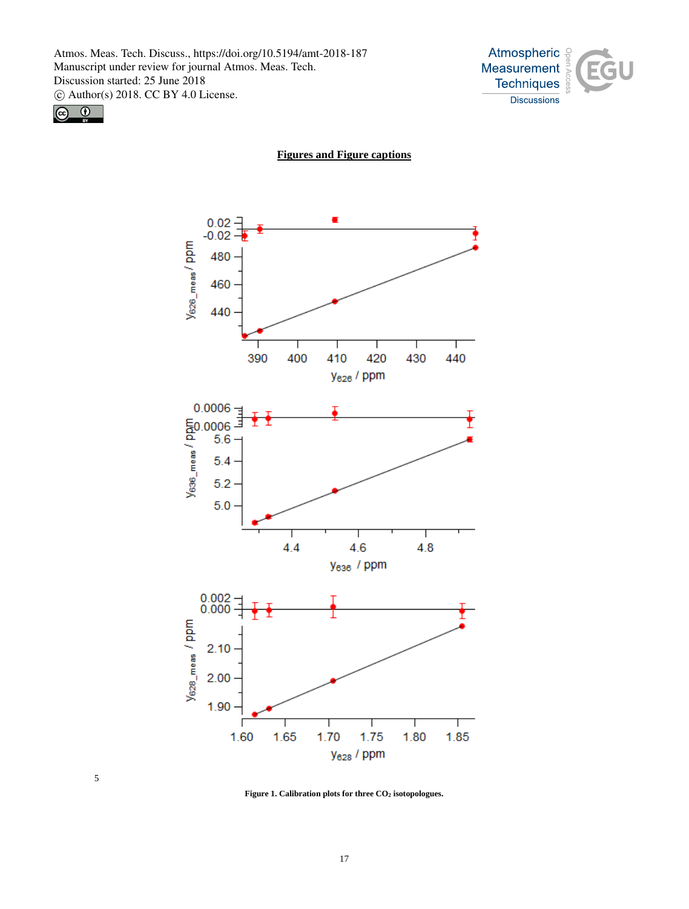## Figures and Figure captions

Figure 1. Calibration plots for three $CO_2$ isotopologues.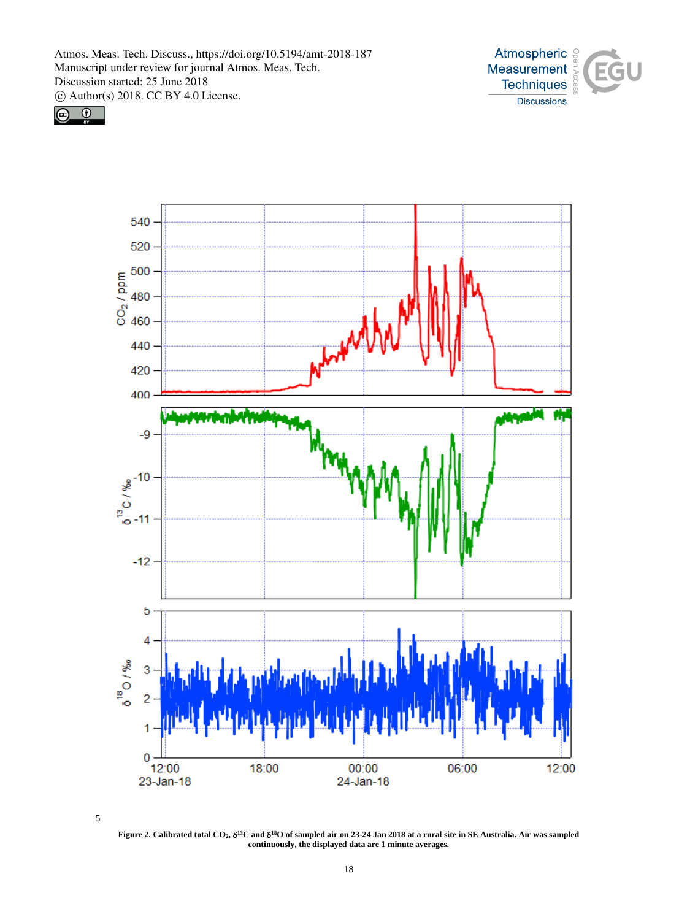**Figure 2. Calibrated total $CO_2$, $\delta^{13}C$ and $\delta^{18}O$ of sampled air on 23-24 Jan 2018 at a rural site in SE Australia. Air was sampled continuously, the displayed data are 1 minute averages.**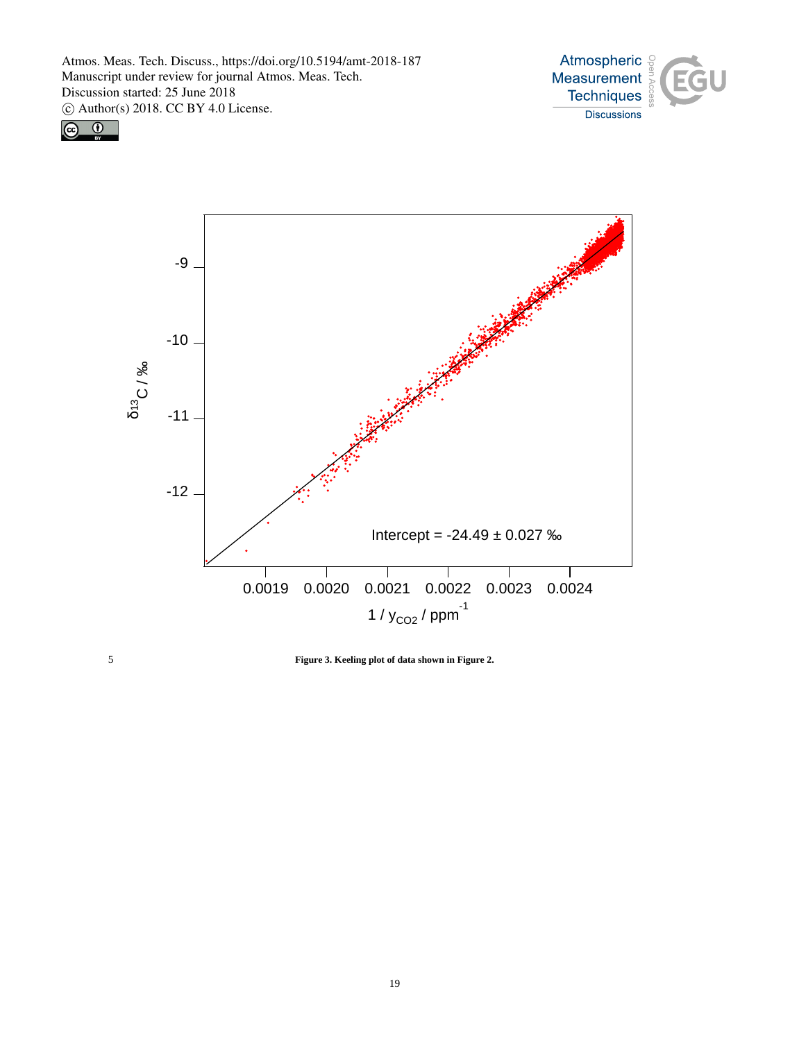-9

-10

-11

-12

$\delta^{13}C$ / ‰

Intercept = -24.49 ± 0.027 ‰

0.0019 0.0020 0.0021 0.0022 0.0023 0.0024

$1 / y_{CO2}$ / $ppm^{-1}$

**Figure 3. Keeling plot of data shown in Figure 2.**